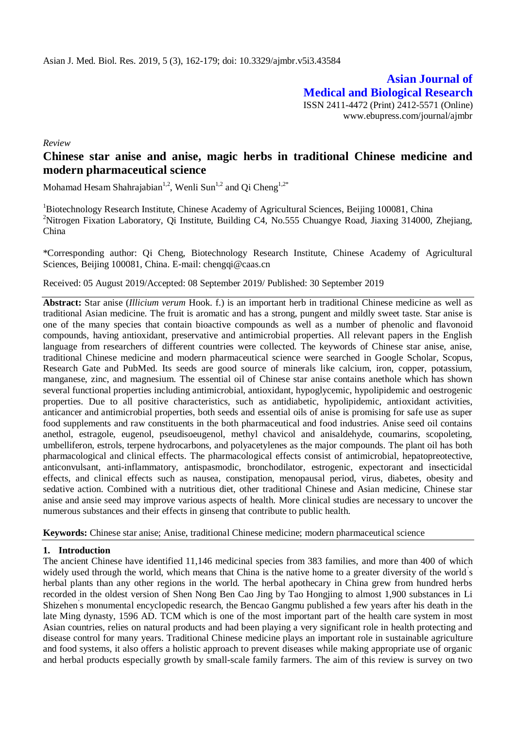**Asian Journal of Medical and Biological Research**

ISSN 2411-4472 (Print) 2412-5571 (Online)
www.ebupress.com/journal/ajmbr

*Review*

# Chinese star anise and anise, magic herbs in traditional Chinese medicine and modern pharmaceutical science

Mohamad Hesam Shahrajabian[1,2], Wenli Sun[1,2] and Qi Cheng[1,2*]

[1]Biotechnology Research Institute, Chinese Academy of Agricultural Sciences, Beijing 100081, China
[2]Nitrogen Fixation Laboratory, Qi Institute, Building C4, No.555 Chuangye Road, Jiaxing 314000, Zhejiang, China

*Corresponding author: Qi Cheng, Biotechnology Research Institute, Chinese Academy of Agricultural Sciences, Beijing 100081, China. E-mail: chengqi@caas.cn

Received: 05 August 2019/Accepted: 08 September 2019/ Published: 30 September 2019

**Abstract:** Star anise (*Illicium verum* Hook. f.) is an important herb in traditional Chinese medicine as well as traditional Asian medicine. The fruit is aromatic and has a strong, pungent and mildly sweet taste. Star anise is one of the many species that contain bioactive compounds as well as a number of phenolic and flavonoid compounds, having antioxidant, preservative and antimicrobial properties. All relevant papers in the English language from researchers of different countries were collected. The keywords of Chinese star anise, anise, traditional Chinese medicine and modern pharmaceutical science were searched in Google Scholar, Scopus, Research Gate and PubMed. Its seeds are good source of minerals like calcium, iron, copper, potassium, manganese, zinc, and magnesium. The essential oil of Chinese star anise contains anethole which has shown several functional properties including antimicrobial, antioxidant, hypoglycemic, hypolipidemic and oestrogenic properties. Due to all positive characteristics, such as antidiabetic, hypolipidemic, antioxidant activities, anticancer and antimicrobial properties, both seeds and essential oils of anise is promising for safe use as super food supplements and raw constituents in the both pharmaceutical and food industries. Anise seed oil contains anethol, estragole, eugenol, pseudisoeugenol, methyl chavicol and anisaldehyde, coumarins, scopoleting, umbelliferon, estrols, terpene hydrocarbons, and polyacetylenes as the major compounds. The plant oil has both pharmacological and clinical effects. The pharmacological effects consist of antimicrobial, hepatopreotective, anticonvulsant, anti-inflammatory, antispasmodic, bronchodilator, estrogenic, expectorant and insecticidal effects, and clinical effects such as nausea, constipation, menopausal period, virus, diabetes, obesity and sedative action. Combined with a nutritious diet, other traditional Chinese and Asian medicine, Chinese star anise and ansie seed may improve various aspects of health. More clinical studies are necessary to uncover the numerous substances and their effects in ginseng that contribute to public health.

**Keywords:** Chinese star anise; Anise, traditional Chinese medicine; modern pharmaceutical science

## 1. Introduction

The ancient Chinese have identified 11,146 medicinal species from 383 families, and more than 400 of which widely used through the world, which means that China is the native home to a greater diversity of the world's herbal plants than any other regions in the world. The herbal apothecary in China grew from hundred herbs recorded in the oldest version of Shen Nong Ben Cao Jing by Tao Hongjing to almost 1,900 substances in Li Shizehen's monumental encyclopedic research, the Bencao Gangmu published a few years after his death in the late Ming dynasty, 1596 AD. TCM which is one of the most important part of the health care system in most Asian countries, relies on natural products and had been playing a very significant role in health protecting and disease control for many years. Traditional Chinese medicine plays an important role in sustainable agriculture and food systems, it also offers a holistic approach to prevent diseases while making appropriate use of organic and herbal products especially growth by small-scale family farmers. The aim of this review is survey on two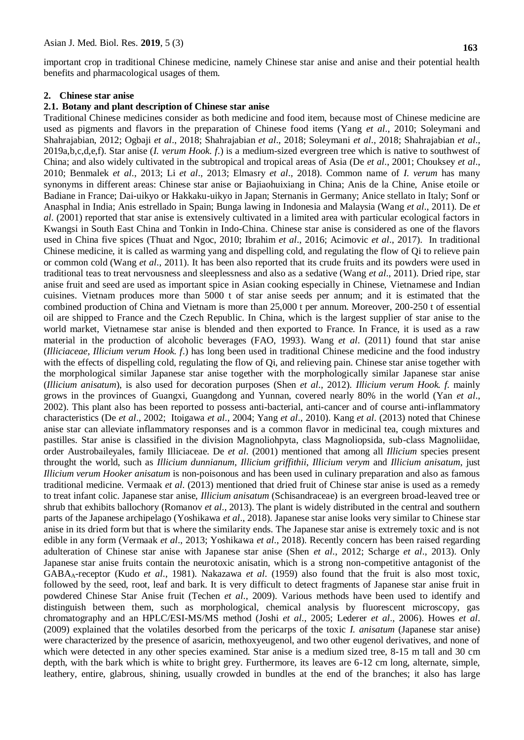important crop in traditional Chinese medicine, namely Chinese star anise and anise and their potential health benefits and pharmacological usages of them.

## 2. Chinese star anise

### 2.1. Botany and plant description of Chinese star anise

Traditional Chinese medicines consider as both medicine and food item, because most of Chinese medicine are used as pigments and flavors in the preparation of Chinese food items (Yang *et al*., 2010; Soleymani and Shahrajabian, 2012; Ogbaji *et al*., 2018; Shahrajabian *et al*., 2018; Soleymani *et al*., 2018; Shahrajabian *et al*., 2019a,b,c,d,e,f). Star anise (*I. verum Hook. f.*) is a medium-sized evergreen tree which is native to southwest of China; and also widely cultivated in the subtropical and tropical areas of Asia (De *et al*., 2001; Chouksey *et al*., 2010; Benmalek *et al*., 2013; Li *et al*., 2013; Elmasry *et al*., 2018). Common name of *I. verum* has many synonyms in different areas: Chinese star anise or Bajiaohuixiang in China; Anis de la Chine, Anise etoile or Badiane in France; Dai-uikyo or Hakkaku-uikyo in Japan; Sternanis in Germany; Anice stellato in Italy; Sonf or Anasphal in India; Anis estrellado in Spain; Bunga lawing in Indonesia and Malaysia (Wang *et al*., 2011). De *et al*. (2001) reported that star anise is extensively cultivated in a limited area with particular ecological factors in Kwangsi in South East China and Tonkin in Indo-China. Chinese star anise is considered as one of the flavors used in China five spices (Thuat and Ngoc, 2010; Ibrahim *et al*., 2016; Acimovic *et al*., 2017). In traditional Chinese medicine, it is called as warming yang and dispelling cold, and regulating the flow of Qi to relieve pain or common cold (Wang *et al*., 2011). It has been also reported that its crude fruits and its powders were used in traditional teas to treat nervousness and sleeplessness and also as a sedative (Wang *et al*., 2011). Dried ripe, star anise fruit and seed are used as important spice in Asian cooking especially in Chinese, Vietnamese and Indian cuisines. Vietnam produces more than 5000 t of star anise seeds per annum; and it is estimated that the combined production of China and Vietnam is more than 25,000 t per annum. Moreover, 200-250 t of essential oil are shipped to France and the Czech Republic. In China, which is the largest supplier of star anise to the world market, Vietnamese star anise is blended and then exported to France. In France, it is used as a raw material in the production of alcoholic beverages (FAO, 1993). Wang *et al*. (2011) found that star anise (*Illiciaceae*, *Illicium verum Hook. f.*) has long been used in traditional Chinese medicine and the food industry with the effects of dispelling cold, regulating the flow of Qi, and relieving pain. Chinese star anise together with the morphological similar Japanese star anise together with the morphologically similar Japanese star anise (*Illicium anisatum*), is also used for decoration purposes (Shen *et al*., 2012). *Illicium verum Hook. f.* mainly grows in the provinces of Guangxi, Guangdong and Yunnan, covered nearly 80% in the world (Yan *et al*., 2002). This plant also has been reported to possess anti-bacterial, anti-cancer and of course anti-inflammatory characteristics (De *et al*., 2002; Itoigawa *et al*., 2004; Yang *et al*., 2010). Kang *et al*. (2013) noted that Chinese anise star can alleviate inflammatory responses and is a common flavor in medicinal tea, cough mixtures and pastilles. Star anise is classified in the division Magnoliohpyta, class Magnoliopsida, sub-class Magnoliidae, order Austrobaileyales, family Illiciaceae. De *et al*. (2001) mentioned that among all *Illicium* species present throught the world, such as *Illicium dunnianum*, *Illicium griffithii*, *Illicium verym* and *Illicium anisatum*, just *Illicium verum Hooker anisatum* is non-poisonous and has been used in culinary preparation and also as famous traditional medicine. Vermaak *et al*. (2013) mentioned that dried fruit of Chinese star anise is used as a remedy to treat infant colic. Japanese star anise, *Illicium anisatum* (Schisandraceae) is an evergreen broad-leaved tree or shrub that exhibits ballochory (Romanov *et al*., 2013). The plant is widely distributed in the central and southern parts of the Japanese archipelago (Yoshikawa *et al*., 2018). Japanese star anise looks very similar to Chinese star anise in its dried form but that is where the similarity ends. The Japanese star anise is extremely toxic and is not edible in any form (Vermaak *et al*., 2013; Yoshikawa *et al*., 2018). Recently concern has been raised regarding adulteration of Chinese star anise with Japanese star anise (Shen *et al*., 2012; Scharge *et al*., 2013). Only Japanese star anise fruits contain the neurotoxic anisatin, which is a strong non-competitive antagonist of the $GABA_A$-receptor (Kudo *et al*., 1981). Nakazawa *et al*. (1959) also found that the fruit is also most toxic, followed by the seed, root, leaf and bark. It is very difficult to detect fragments of Japanese star anise fruit in powdered Chinese Star Anise fruit (Techen *et al*., 2009). Various methods have been used to identify and distinguish between them, such as morphological, chemical analysis by fluorescent microscopy, gas chromatography and an HPLC/ESI-MS/MS method (Joshi *et al*., 2005; Lederer *et al*., 2006). Howes *et al*. (2009) explained that the volatiles desorbed from the pericarps of the toxic *I. anisatum* (Japanese star anise) were characterized by the presence of asaricin, methoxyeugenol, and two other eugenol derivatives, and none of which were detected in any other species examined. Star anise is a medium sized tree, 8-15 m tall and 30 cm depth, with the bark which is white to bright grey. Furthermore, its leaves are 6-12 cm long, alternate, simple, leathery, entire, glabrous, shining, usually crowded in bundles at the end of the branches; it also has large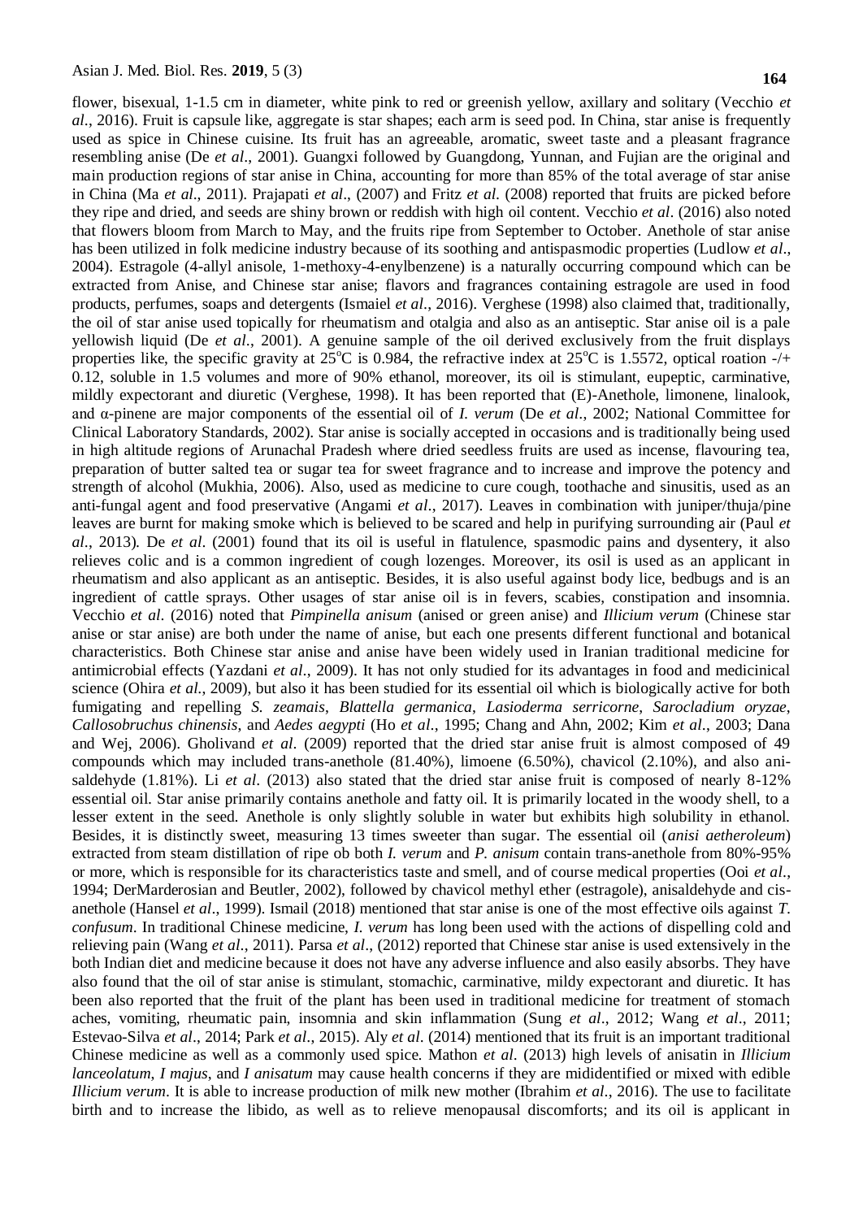flower, bisexual, 1-1.5 cm in diameter, white pink to red or greenish yellow, axillary and solitary (Vecchio *et al*., 2016). Fruit is capsule like, aggregate is star shapes; each arm is seed pod. In China, star anise is frequently used as spice in Chinese cuisine. Its fruit has an agreeable, aromatic, sweet taste and a pleasant fragrance resembling anise (De *et al*., 2001). Guangxi followed by Guangdong, Yunnan, and Fujian are the original and main production regions of star anise in China, accounting for more than 85% of the total average of star anise in China (Ma *et al*., 2011). Prajapati *et al*., (2007) and Fritz *et al*. (2008) reported that fruits are picked before they ripe and dried, and seeds are shiny brown or reddish with high oil content. Vecchio *et al*. (2016) also noted that flowers bloom from March to May, and the fruits ripe from September to October. Anethole of star anise has been utilized in folk medicine industry because of its soothing and antispasmodic properties (Ludlow *et al*., 2004). Estragole (4-allyl anisole, 1-methoxy-4-enylbenzene) is a naturally occurring compound which can be extracted from Anise, and Chinese star anise; flavors and fragrances containing estragole are used in food products, perfumes, soaps and detergents (Ismaiel *et al*., 2016). Verghese (1998) also claimed that, traditionally, the oil of star anise used topically for rheumatism and otalgia and also as an antiseptic. Star anise oil is a pale yellowish liquid (De *et al*., 2001). A genuine sample of the oil derived exclusively from the fruit displays properties like, the specific gravity at 25°C is 0.984, the refractive index at 25°C is 1.5572, optical roation -/+ 0.12, soluble in 1.5 volumes and more of 90% ethanol, moreover, its oil is stimulant, eupeptic, carminative, mildly expectorant and diuretic (Verghese, 1998). It has been reported that (E)-Anethole, limonene, linalook, and α-pinene are major components of the essential oil of *I. verum* (De *et al*., 2002; National Committee for Clinical Laboratory Standards, 2002). Star anise is socially accepted in occasions and is traditionally being used in high altitude regions of Arunachal Pradesh where dried seedless fruits are used as incense, flavouring tea, preparation of butter salted tea or sugar tea for sweet fragrance and to increase and improve the potency and strength of alcohol (Mukhia, 2006). Also, used as medicine to cure cough, toothache and sinusitis, used as an anti-fungal agent and food preservative (Angami *et al*., 2017). Leaves in combination with juniper/thuja/pine leaves are burnt for making smoke which is believed to be scared and help in purifying surrounding air (Paul *et al*., 2013). De *et al*. (2001) found that its oil is useful in flatulence, spasmodic pains and dysentery, it also relieves colic and is a common ingredient of cough lozenges. Moreover, its osil is used as an applicant in rheumatism and also applicant as an antiseptic. Besides, it is also useful against body lice, bedbugs and is an ingredient of cattle sprays. Other usages of star anise oil is in fevers, scabies, constipation and insomnia. Vecchio *et al*. (2016) noted that *Pimpinella anisum* (anised or green anise) and *Illicium verum* (Chinese star anise or star anise) are both under the name of anise, but each one presents different functional and botanical characteristics. Both Chinese star anise and anise have been widely used in Iranian traditional medicine for antimicrobial effects (Yazdani *et al*., 2009). It has not only studied for its advantages in food and medicinical science (Ohira *et al*., 2009), but also it has been studied for its essential oil which is biologically active for both fumigating and repelling *S. zeamais*, *Blattella germanica*, *Lasioderma serricorne*, *Sarocladium oryzae*, *Callosobruchus chinensis*, and *Aedes aegypti* (Ho *et al*., 1995; Chang and Ahn, 2002; Kim *et al*., 2003; Dana and Wej, 2006). Gholivand *et al*. (2009) reported that the dried star anise fruit is almost composed of 49 compounds which may included trans-anethole (81.40%), limoene (6.50%), chavicol (2.10%), and also ani-saldehyde (1.81%). Li *et al*. (2013) also stated that the dried star anise fruit is composed of nearly 8-12% essential oil. Star anise primarily contains anethole and fatty oil. It is primarily located in the woody shell, to a lesser extent in the seed. Anethole is only slightly soluble in water but exhibits high solubility in ethanol. Besides, it is distinctly sweet, measuring 13 times sweeter than sugar. The essential oil (*anisi aetheroleum*) extracted from steam distillation of ripe ob both *I. verum* and *P. anisum* contain trans-anethole from 80%-95% or more, which is responsible for its characteristics taste and smell, and of course medical properties (Ooi *et al*., 1994; DerMarderosian and Beutler, 2002), followed by chavicol methyl ether (estragole), anisaldehyde and cis-anethole (Hansel *et al*., 1999). Ismail (2018) mentioned that star anise is one of the most effective oils against *T. confusum*. In traditional Chinese medicine, *I. verum* has long been used with the actions of dispelling cold and relieving pain (Wang *et al*., 2011). Parsa *et al*., (2012) reported that Chinese star anise is used extensively in the both Indian diet and medicine because it does not have any adverse influence and also easily absorbs. They have also found that the oil of star anise is stimulant, stomachic, carminative, mildy expectorant and diuretic. It has been also reported that the fruit of the plant has been used in traditional medicine for treatment of stomach aches, vomiting, rheumatic pain, insomnia and skin inflammation (Sung *et al*., 2012; Wang *et al*., 2011; Estevao-Silva *et al*., 2014; Park *et al*., 2015). Aly *et al*. (2014) mentioned that its fruit is an important traditional Chinese medicine as well as a commonly used spice. Mathon *et al*. (2013) high levels of anisatin in *Illicium lanceolatum*, *I majus*, and *I anisatum* may cause health concerns if they are mididentified or mixed with edible *Illicium verum*. It is able to increase production of milk new mother (Ibrahim *et al*., 2016). The use to facilitate birth and to increase the libido, as well as to relieve menopausal discomforts; and its oil is applicant in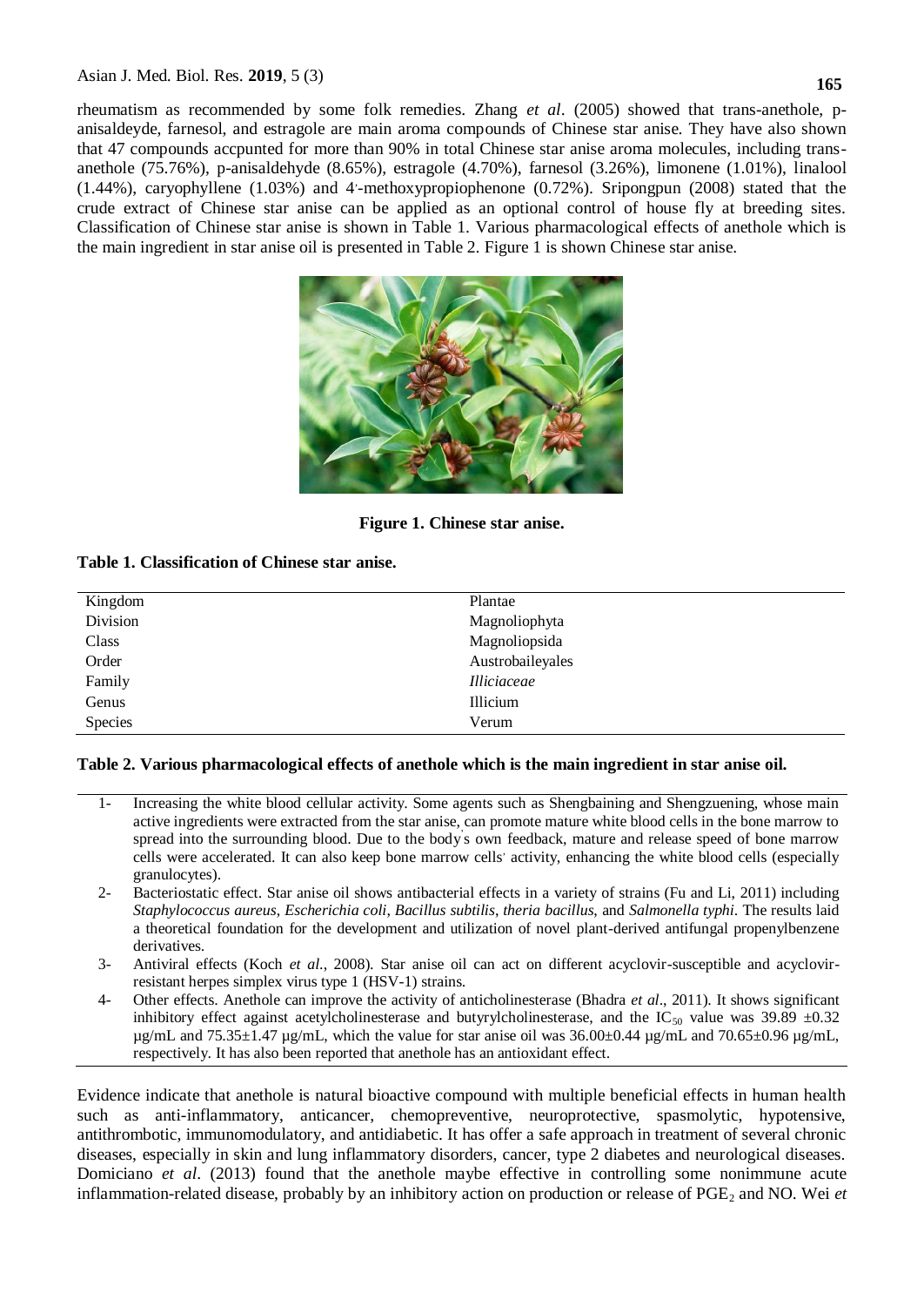rheumatism as recommended by some folk remedies. Zhang *et al*. (2005) showed that trans-anethole, p-anisaldeyde, farnesol, and estragole are main aroma compounds of Chinese star anise. They have also shown that 47 compounds accpunted for more than 90% in total Chinese star anise aroma molecules, including trans-anethole (75.76%), p-anisaldehyde (8.65%), estragole (4.70%), farnesol (3.26%), limonene (1.01%), linalool (1.44%), caryophyllene (1.03%) and 4'-methoxypropiophenone (0.72%). Sripongpun (2008) stated that the crude extract of Chinese star anise can be applied as an optional control of house fly at breeding sites. Classification of Chinese star anise is shown in Table 1. Various pharmacological effects of anethole which is the main ingredient in star anise oil is presented in Table 2. Figure 1 is shown Chinese star anise.

**Figure 1. Chinese star anise.**

**Table 1. Classification of Chinese star anise.**

| | |
|---|---|
| Kingdom | Plantae |
| Division | Magnoliophyta |
| Class | Magnoliopsida |
| Order | Austrobaileyales |
| Family | *Illiciaceae* |
| Genus | Illicium |
| Species | Verum |

**Table 2. Various pharmacological effects of anethole which is the main ingredient in star anise oil.**

| | |
|---|---|
| 1- | Increasing the white blood cellular activity. Some agents such as Shengbaining and Shengzuening, whose main active ingredients were extracted from the star anise, can promote mature white blood cells in the bone marrow to spread into the surrounding blood. Due to the body's own feedback, mature and release speed of bone marrow cells were accelerated. It can also keep bone marrow cells' activity, enhancing the white blood cells (especially granulocytes). |
| 2- | Bacteriostatic effect. Star anise oil shows antibacterial effects in a variety of strains (Fu and Li, 2011) including *Staphylococcus aureus*, *Escherichia coli*, *Bacillus subtilis*, *theria bacillus*, and *Salmonella typhi*. The results laid a theoretical foundation for the development and utilization of novel plant-derived antifungal propenylbenzene derivatives. |
| 3- | Antiviral effects (Koch *et al*., 2008). Star anise oil can act on different acyclovir-susceptible and acyclovir-resistant herpes simplex virus type 1 (HSV-1) strains. |
| 4- | Other effects. Anethole can improve the activity of anticholinesterase (Bhadra *et al*., 2011). It shows significant inhibitory effect against acetylcholinesterase and butyrylcholinesterase, and the $IC_{50}$ value was 39.89 ±0.32 µg/mL and 75.35±1.47 µg/mL, which the value for star anise oil was 36.00±0.44 µg/mL and 70.65±0.96 µg/mL, respectively. It has also been reported that anethole has an antioxidant effect. |

Evidence indicate that anethole is natural bioactive compound with multiple beneficial effects in human health such as anti-inflammatory, anticancer, chemopreventive, neuroprotective, spasmolytic, hypotensive, antithrombotic, immunomodulatory, and antidiabetic. It has offer a safe approach in treatment of several chronic diseases, especially in skin and lung inflammatory disorders, cancer, type 2 diabetes and neurological diseases. Domiciano *et al*. (2013) found that the anethole maybe effective in controlling some nonimmune acute inflammation-related disease, probably by an inhibitory action on production or release of $PGE_2$ and NO. Wei *et*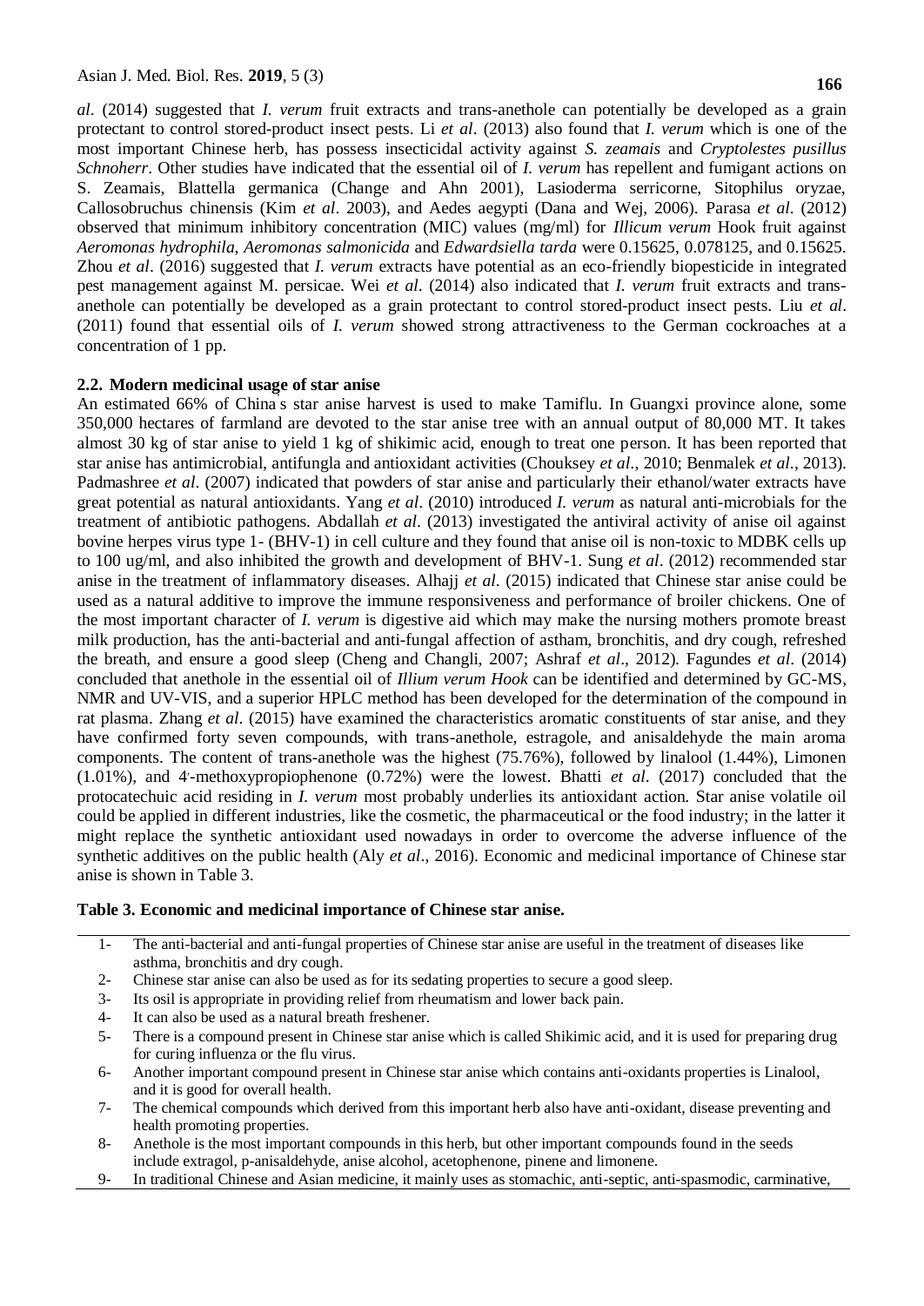*al*. (2014) suggested that *I. verum* fruit extracts and trans-anethole can potentially be developed as a grain protectant to control stored-product insect pests. Li *et al*. (2013) also found that *I. verum* which is one of the most important Chinese herb, has possess insecticidal activity against *S. zeamais* and *Cryptolestes pusillus Schnoherr*. Other studies have indicated that the essential oil of *I. verum* has repellent and fumigant actions on S. Zeamais, Blattella germanica (Change and Ahn 2001), Lasioderma serricorne, Sitophilus oryzae, Callosobruchus chinensis (Kim *et al*. 2003), and Aedes aegypti (Dana and Wej, 2006). Parasa *et al*. (2012) observed that minimum inhibitory concentration (MIC) values (mg/ml) for *Illicum verum* Hook fruit against *Aeromonas hydrophila*, *Aeromonas salmonicida* and *Edwardsiella tarda* were 0.15625, 0.078125, and 0.15625. Zhou *et al*. (2016) suggested that *I. verum* extracts have potential as an eco-friendly biopesticide in integrated pest management against M. persicae. Wei *et al*. (2014) also indicated that *I. verum* fruit extracts and trans-anethole can potentially be developed as a grain protectant to control stored-product insect pests. Liu *et al*. (2011) found that essential oils of *I. verum* showed strong attractiveness to the German cockroaches at a concentration of 1 pp.

### 2.2. Modern medicinal usage of star anise

An estimated 66% of China' s star anise harvest is used to make Tamiflu. In Guangxi province alone, some 350,000 hectares of farmland are devoted to the star anise tree with an annual output of 80,000 MT. It takes almost 30 kg of star anise to yield 1 kg of shikimic acid, enough to treat one person. It has been reported that star anise has antimicrobial, antifungla and antioxidant activities (Chouksey *et al*., 2010; Benmalek *et al*., 2013). Padmashree *et al*. (2007) indicated that powders of star anise and particularly their ethanol/water extracts have great potential as natural antioxidants. Yang *et al*. (2010) introduced *I. verum* as natural anti-microbials for the treatment of antibiotic pathogens. Abdallah *et al*. (2013) investigated the antiviral activity of anise oil against bovine herpes virus type 1- (BHV-1) in cell culture and they found that anise oil is non-toxic to MDBK cells up to 100 ug/ml, and also inhibited the growth and development of BHV-1. Sung *et al*. (2012) recommended star anise in the treatment of inflammatory diseases. Alhajj *et al*. (2015) indicated that Chinese star anise could be used as a natural additive to improve the immune responsiveness and performance of broiler chickens. One of the most important character of *I. verum* is digestive aid which may make the nursing mothers promote breast milk production, has the anti-bacterial and anti-fungal affection of astham, bronchitis, and dry cough, refreshed the breath, and ensure a good sleep (Cheng and Changli, 2007; Ashraf *et al*., 2012). Fagundes *et al*. (2014) concluded that anethole in the essential oil of *Illium verum Hook* can be identified and determined by GC-MS, NMR and UV-VIS, and a superior HPLC method has been developed for the determination of the compound in rat plasma. Zhang *et al*. (2015) have examined the characteristics aromatic constituents of star anise, and they have confirmed forty seven compounds, with trans-anethole, estragole, and anisaldehyde the main aroma components. The content of trans-anethole was the highest (75.76%), followed by linalool (1.44%), Limonen (1.01%), and 4'-methoxypropiophenone (0.72%) were the lowest. Bhatti *et al*. (2017) concluded that the protocatechuic acid residing in *I. verum* most probably underlies its antioxidant action. Star anise volatile oil could be applied in different industries, like the cosmetic, the pharmaceutical or the food industry; in the latter it might replace the synthetic antioxidant used nowadays in order to overcome the adverse influence of the synthetic additives on the public health (Aly *et al*., 2016). Economic and medicinal importance of Chinese star anise is shown in Table 3.

**Table 3. Economic and medicinal importance of Chinese star anise.**

| | |
|---|---|
| 1- | The anti-bacterial and anti-fungal properties of Chinese star anise are useful in the treatment of diseases like asthma, bronchitis and dry cough. |
| 2- | Chinese star anise can also be used as for its sedating properties to secure a good sleep. |
| 3- | Its osil is appropriate in providing relief from rheumatism and lower back pain. |
| 4- | It can also be used as a natural breath freshener. |
| 5- | There is a compound present in Chinese star anise which is called Shikimic acid, and it is used for preparing drug for curing influenza or the flu virus. |
| 6- | Another important compound present in Chinese star anise which contains anti-oxidants properties is Linalool, and it is good for overall health. |
| 7- | The chemical compounds which derived from this important herb also have anti-oxidant, disease preventing and health promoting properties. |
| 8- | Anethole is the most important compounds in this herb, but other important compounds found in the seeds include extragol, p-anisaldehyde, anise alcohol, acetophenone, pinene and limonene. |
| 9- | In traditional Chinese and Asian medicine, it mainly uses as stomachic, anti-septic, anti-spasmodic, carminative, |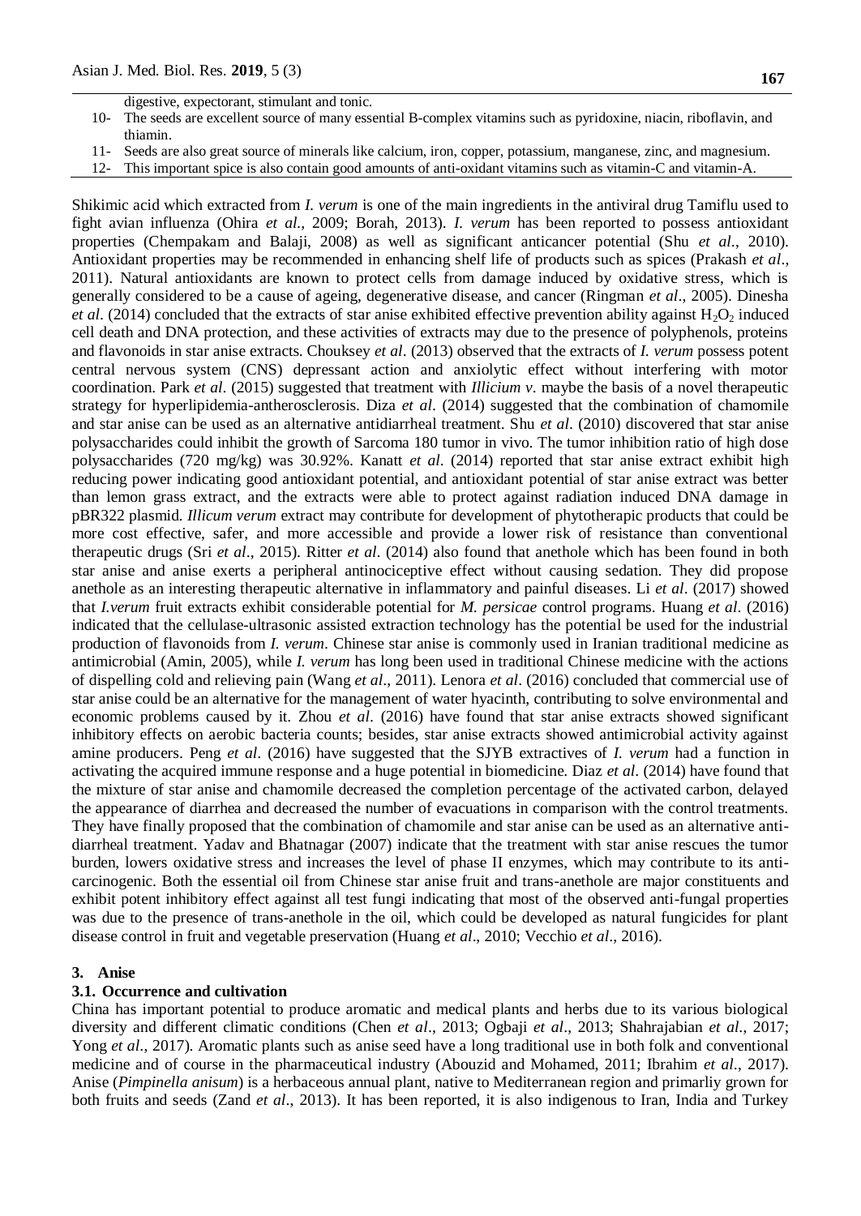digestive, expectorant, stimulant and tonic.

10- The seeds are excellent source of many essential B-complex vitamins such as pyridoxine, niacin, riboflavin, and thiamin.

11- Seeds are also great source of minerals like calcium, iron, copper, potassium, manganese, zinc, and magnesium.

12- This important spice is also contain good amounts of anti-oxidant vitamins such as vitamin-C and vitamin-A.

Shikimic acid which extracted from *I. verum* is one of the main ingredients in the antiviral drug Tamiflu used to fight avian influenza (Ohira *et al.*, 2009; Borah, 2013). *I. verum* has been reported to possess antioxidant properties (Chempakam and Balaji, 2008) as well as significant anticancer potential (Shu *et al*., 2010). Antioxidant properties may be recommended in enhancing shelf life of products such as spices (Prakash *et al*., 2011). Natural antioxidants are known to protect cells from damage induced by oxidative stress, which is generally considered to be a cause of ageing, degenerative disease, and cancer (Ringman *et al*., 2005). Dinesha *et al*. (2014) concluded that the extracts of star anise exhibited effective prevention ability against $H_2O_2$ induced cell death and DNA protection, and these activities of extracts may due to the presence of polyphenols, proteins and flavonoids in star anise extracts. Chouksey *et al*. (2013) observed that the extracts of *I. verum* possess potent central nervous system (CNS) depressant action and anxiolytic effect without interfering with motor coordination. Park *et al*. (2015) suggested that treatment with *Illicium v*. maybe the basis of a novel therapeutic strategy for hyperlipidemia-antherosclerosis. Diza *et al*. (2014) suggested that the combination of chamomile and star anise can be used as an alternative antidiarrheal treatment. Shu *et al*. (2010) discovered that star anise polysaccharides could inhibit the growth of Sarcoma 180 tumor in vivo. The tumor inhibition ratio of high dose polysaccharides (720 mg/kg) was 30.92%. Kanatt *et al*. (2014) reported that star anise extract exhibit high reducing power indicating good antioxidant potential, and antioxidant potential of star anise extract was better than lemon grass extract, and the extracts were able to protect against radiation induced DNA damage in pBR322 plasmid. *Illicum verum* extract may contribute for development of phytotherapic products that could be more cost effective, safer, and more accessible and provide a lower risk of resistance than conventional therapeutic drugs (Sri *et al*., 2015). Ritter *et al*. (2014) also found that anethole which has been found in both star anise and anise exerts a peripheral antinociceptive effect without causing sedation. They did propose anethole as an interesting therapeutic alternative in inflammatory and painful diseases. Li *et al*. (2017) showed that *I.verum* fruit extracts exhibit considerable potential for *M. persicae* control programs. Huang *et al*. (2016) indicated that the cellulase-ultrasonic assisted extraction technology has the potential be used for the industrial production of flavonoids from *I. verum*. Chinese star anise is commonly used in Iranian traditional medicine as antimicrobial (Amin, 2005), while *I. verum* has long been used in traditional Chinese medicine with the actions of dispelling cold and relieving pain (Wang *et al*., 2011). Lenora *et al*. (2016) concluded that commercial use of star anise could be an alternative for the management of water hyacinth, contributing to solve environmental and economic problems caused by it. Zhou *et al*. (2016) have found that star anise extracts showed significant inhibitory effects on aerobic bacteria counts; besides, star anise extracts showed antimicrobial activity against amine producers. Peng *et al*. (2016) have suggested that the SJYB extractives of *I. verum* had a function in activating the acquired immune response and a huge potential in biomedicine. Diaz *et al*. (2014) have found that the mixture of star anise and chamomile decreased the completion percentage of the activated carbon, delayed the appearance of diarrhea and decreased the number of evacuations in comparison with the control treatments. They have finally proposed that the combination of chamomile and star anise can be used as an alternative anti-diarrheal treatment. Yadav and Bhatnagar (2007) indicate that the treatment with star anise rescues the tumor burden, lowers oxidative stress and increases the level of phase II enzymes, which may contribute to its anti-carcinogenic. Both the essential oil from Chinese star anise fruit and trans-anethole are major constituents and exhibit potent inhibitory effect against all test fungi indicating that most of the observed anti-fungal properties was due to the presence of trans-anethole in the oil, which could be developed as natural fungicides for plant disease control in fruit and vegetable preservation (Huang *et al*., 2010; Vecchio *et al*., 2016).

## 3. Anise

### 3.1. Occurrence and cultivation

China has important potential to produce aromatic and medical plants and herbs due to its various biological diversity and different climatic conditions (Chen *et al*., 2013; Ogbaji *et al*., 2013; Shahrajabian *et al*., 2017; Yong *et al*., 2017). Aromatic plants such as anise seed have a long traditional use in both folk and conventional medicine and of course in the pharmaceutical industry (Abouzid and Mohamed, 2011; Ibrahim *et al*., 2017). Anise (*Pimpinella anisum*) is a herbaceous annual plant, native to Mediterranean region and primarliy grown for both fruits and seeds (Zand *et al*., 2013). It has been reported, it is also indigenous to Iran, India and Turkey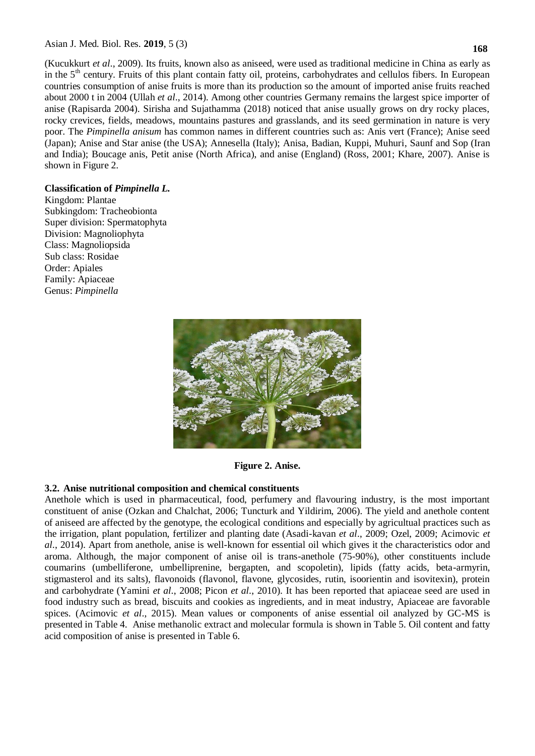(Kucukkurt *et al*., 2009). Its fruits, known also as aniseed, were used as traditional medicine in China as early as in the 5th century. Fruits of this plant contain fatty oil, proteins, carbohydrates and cellulos fibers. In European countries consumption of anise fruits is more than its production so the amount of imported anise fruits reached about 2000 t in 2004 (Ullah *et al*., 2014). Among other countries Germany remains the largest spice importer of anise (Rapisarda 2004). Sirisha and Sujathamma (2018) noticed that anise usually grows on dry rocky places, rocky crevices, fields, meadows, mountains pastures and grasslands, and its seed germination in nature is very poor. The *Pimpinella anisum* has common names in different countries such as: Anis vert (France); Anise seed (Japan); Anise and Star anise (the USA); Annesella (Italy); Anisa, Badian, Kuppi, Muhuri, Saunf and Sop (Iran and India); Boucage anis, Petit anise (North Africa), and anise (England) (Ross, 2001; Khare, 2007). Anise is shown in Figure 2.

**Classification of *Pimpinella L.***

Kingdom: Plantae
Subkingdom: Tracheobionta
Super division: Spermatophyta
Division: Magnoliophyta
Class: Magnoliopsida
Sub class: Rosidae
Order: Apiales
Family: Apiaceae
Genus: *Pimpinella*

**Figure 2. Anise.**

### 3.2. Anise nutritional composition and chemical constituents

Anethole which is used in pharmaceutical, food, perfumery and flavouring industry, is the most important constituent of anise (Ozkan and Chalchat, 2006; Tuncturk and Yildirim, 2006). The yield and anethole content of aniseed are affected by the genotype, the ecological conditions and especially by agricultual practices such as the irrigation, plant population, fertilizer and planting date (Asadi-kavan *et al*., 2009; Ozel, 2009; Acimovic *et al*., 2014). Apart from anethole, anise is well-known for essential oil which gives it the characteristics odor and aroma. Although, the major component of anise oil is trans-anethole (75-90%), other constituents include coumarins (umbelliferone, umbelliprenine, bergapten, and scopoletin), lipids (fatty acids, beta-armyrin, stigmasterol and its salts), flavonoids (flavonol, flavone, glycosides, rutin, isoorientin and isovitexin), protein and carbohydrate (Yamini *et al*., 2008; Picon *et al*., 2010). It has been reported that apiaceae seed are used in food industry such as bread, biscuits and cookies as ingredients, and in meat industry, Apiaceae are favorable spices. (Acimovic *et al*., 2015). Mean values or components of anise essential oil analyzed by GC-MS is presented in Table 4. Anise methanolic extract and molecular formula is shown in Table 5. Oil content and fatty acid composition of anise is presented in Table 6.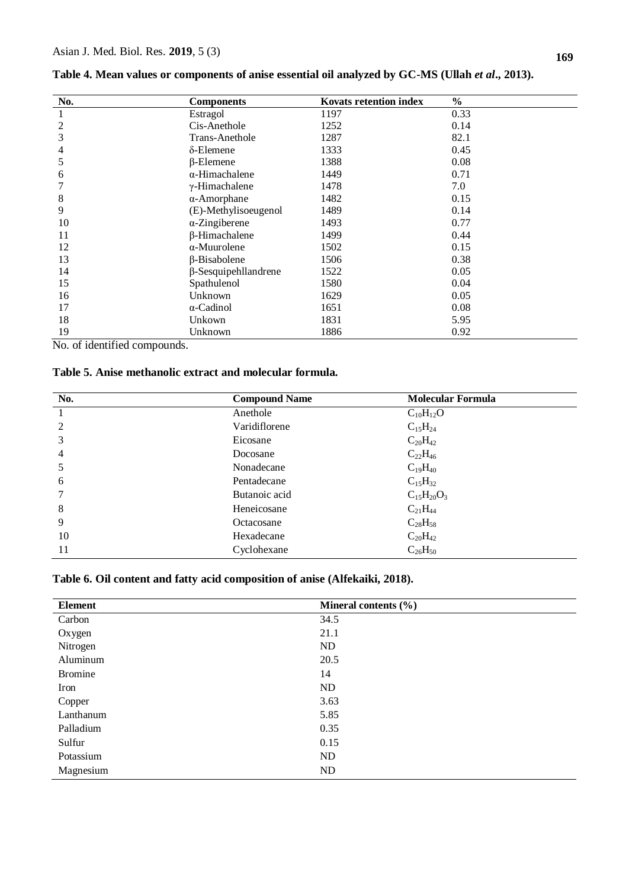**Table 4. Mean values or components of anise essential oil analyzed by GC-MS (Ullah *et al*., 2013).**

| No. | Components | Kovats retention index | % |
|---|---|---|---|
| 1 | Estragol | 1197 | 0.33 |
| 2 | Cis-Anethole | 1252 | 0.14 |
| 3 | Trans-Anethole | 1287 | 82.1 |
| 4 | δ-Elemene | 1333 | 0.45 |
| 5 | β-Elemene | 1388 | 0.08 |
| 6 | α-Himachalene | 1449 | 0.71 |
| 7 | γ-Himachalene | 1478 | 7.0 |
| 8 | α-Amorphane | 1482 | 0.15 |
| 9 | (E)-Methylisoeugenol | 1489 | 0.14 |
| 10 | α-Zingiberene | 1493 | 0.77 |
| 11 | β-Himachalene | 1499 | 0.44 |
| 12 | α-Muurolene | 1502 | 0.15 |
| 13 | β-Bisabolene | 1506 | 0.38 |
| 14 | β-Sesquipehllandrene | 1522 | 0.05 |
| 15 | Spathulenol | 1580 | 0.04 |
| 16 | Unknown | 1629 | 0.05 |
| 17 | α-Cadinol | 1651 | 0.08 |
| 18 | Unkown | 1831 | 5.95 |
| 19 | Unknown | 1886 | 0.92 |

No. of identified compounds.

**Table 5. Anise methanolic extract and molecular formula.**

| No. | Compound Name | Molecular Formula |
|---|---|---|
| 1 | Anethole | $C_{10}H_{12}O$ |
| 2 | Varidiflorene | $C_{15}H_{24}$ |
| 3 | Eicosane | $C_{20}H_{42}$ |
| 4 | Docosane | $C_{22}H_{46}$ |
| 5 | Nonadecane | $C_{19}H_{40}$ |
| 6 | Pentadecane | $C_{15}H_{32}$ |
| 7 | Butanoic acid | $C_{15}H_{20}O_3$ |
| 8 | Heneicosane | $C_{21}H_{44}$ |
| 9 | Octacosane | $C_{28}H_{58}$ |
| 10 | Hexadecane | $C_{20}H_{42}$ |
| 11 | Cyclohexane | $C_{26}H_{50}$ |

**Table 6. Oil content and fatty acid composition of anise (Alfekaiki, 2018).**

| Element | Mineral contents (%) |
|---|---|
| Carbon | 34.5 |
| Oxygen | 21.1 |
| Nitrogen | ND |
| Aluminum | 20.5 |
| Bromine | 14 |
| Iron | ND |
| Copper | 3.63 |
| Lanthanum | 5.85 |
| Palladium | 0.35 |
| Sulfur | 0.15 |
| Potassium | ND |
| Magnesium | ND |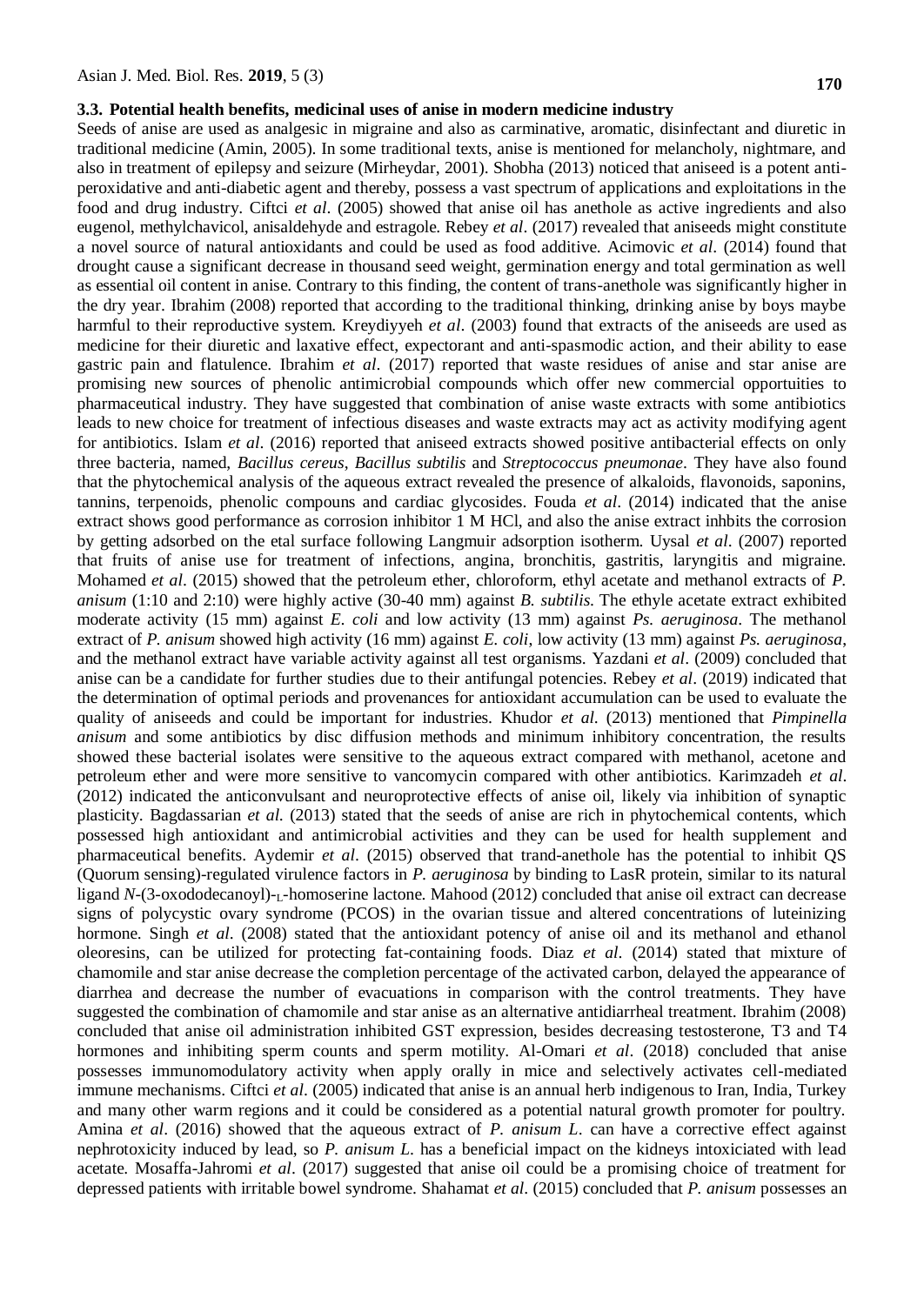### 3.3. Potential health benefits, medicinal uses of anise in modern medicine industry

Seeds of anise are used as analgesic in migraine and also as carminative, aromatic, disinfectant and diuretic in traditional medicine (Amin, 2005). In some traditional texts, anise is mentioned for melancholy, nightmare, and also in treatment of epilepsy and seizure (Mirheydar, 2001). Shobha (2013) noticed that aniseed is a potent anti-peroxidative and anti-diabetic agent and thereby, possess a vast spectrum of applications and exploitations in the food and drug industry. Ciftci *et al*. (2005) showed that anise oil has anethole as active ingredients and also eugenol, methylchavicol, anisaldehyde and estragole. Rebey *et al*. (2017) revealed that aniseeds might constitute a novel source of natural antioxidants and could be used as food additive. Acimovic *et al*. (2014) found that drought cause a significant decrease in thousand seed weight, germination energy and total germination as well as essential oil content in anise. Contrary to this finding, the content of trans-anethole was significantly higher in the dry year. Ibrahim (2008) reported that according to the traditional thinking, drinking anise by boys maybe harmful to their reproductive system. Kreydiyyeh *et al*. (2003) found that extracts of the aniseeds are used as medicine for their diuretic and laxative effect, expectorant and anti-spasmodic action, and their ability to ease gastric pain and flatulence. Ibrahim *et al*. (2017) reported that waste residues of anise and star anise are promising new sources of phenolic antimicrobial compounds which offer new commercial opportuities to pharmaceutical industry. They have suggested that combination of anise waste extracts with some antibiotics leads to new choice for treatment of infectious diseases and waste extracts may act as activity modifying agent for antibiotics. Islam *et al*. (2016) reported that aniseed extracts showed positive antibacterial effects on only three bacteria, named, *Bacillus cereus*, *Bacillus subtilis* and *Streptococcus pneumonae*. They have also found that the phytochemical analysis of the aqueous extract revealed the presence of alkaloids, flavonoids, saponins, tannins, terpenoids, phenolic compouns and cardiac glycosides. Fouda *et al*. (2014) indicated that the anise extract shows good performance as corrosion inhibitor 1 M HCl, and also the anise extract inhbits the corrosion by getting adsorbed on the etal surface following Langmuir adsorption isotherm. Uysal *et al*. (2007) reported that fruits of anise use for treatment of infections, angina, bronchitis, gastritis, laryngitis and migraine. Mohamed *et al*. (2015) showed that the petroleum ether, chloroform, ethyl acetate and methanol extracts of *P. anisum* (1:10 and 2:10) were highly active (30-40 mm) against *B. subtilis*. The ethyle acetate extract exhibited moderate activity (15 mm) against *E. coli* and low activity (13 mm) against *Ps. aeruginosa*. The methanol extract of *P. anisum* showed high activity (16 mm) against *E. coli*, low activity (13 mm) against *Ps. aeruginosa*, and the methanol extract have variable activity against all test organisms. Yazdani *et al*. (2009) concluded that anise can be a candidate for further studies due to their antifungal potencies. Rebey *et al*. (2019) indicated that the determination of optimal periods and provenances for antioxidant accumulation can be used to evaluate the quality of aniseeds and could be important for industries. Khudor *et al*. (2013) mentioned that *Pimpinella anisum* and some antibiotics by disc diffusion methods and minimum inhibitory concentration, the results showed these bacterial isolates were sensitive to the aqueous extract compared with methanol, acetone and petroleum ether and were more sensitive to vancomycin compared with other antibiotics. Karimzadeh *et al*. (2012) indicated the anticonvulsant and neuroprotective effects of anise oil, likely via inhibition of synaptic plasticity. Bagdassarian *et al*. (2013) stated that the seeds of anise are rich in phytochemical contents, which possessed high antioxidant and antimicrobial activities and they can be used for health supplement and pharmaceutical benefits. Aydemir *et al*. (2015) observed that trand-anethole has the potential to inhibit QS (Quorum sensing)-regulated virulence factors in *P. aeruginosa* by binding to LasR protein, similar to its natural ligand *N*-(3-oxododecanoyl)-$_{L}$-homoserine lactone. Mahood (2012) concluded that anise oil extract can decrease signs of polycystic ovary syndrome (PCOS) in the ovarian tissue and altered concentrations of luteinizing hormone. Singh *et al*. (2008) stated that the antioxidant potency of anise oil and its methanol and ethanol oleoresins, can be utilized for protecting fat-containing foods. Diaz *et al*. (2014) stated that mixture of chamomile and star anise decrease the completion percentage of the activated carbon, delayed the appearance of diarrhea and decrease the number of evacuations in comparison with the control treatments. They have suggested the combination of chamomile and star anise as an alternative antidiarrheal treatment. Ibrahim (2008) concluded that anise oil administration inhibited GST expression, besides decreasing testosterone, T3 and T4 hormones and inhibiting sperm counts and sperm motility. Al-Omari *et al*. (2018) concluded that anise possesses immunomodulatory activity when apply orally in mice and selectively activates cell-mediated immune mechanisms. Ciftci *et al*. (2005) indicated that anise is an annual herb indigenous to Iran, India, Turkey and many other warm regions and it could be considered as a potential natural growth promoter for poultry. Amina *et al*. (2016) showed that the aqueous extract of *P. anisum L*. can have a corrective effect against nephrotoxicity induced by lead, so *P. anisum L*. has a beneficial impact on the kidneys intoxiciated with lead acetate. Mosaffa-Jahromi *et al*. (2017) suggested that anise oil could be a promising choice of treatment for depressed patients with irritable bowel syndrome. Shahamat *et al*. (2015) concluded that *P. anisum* possesses an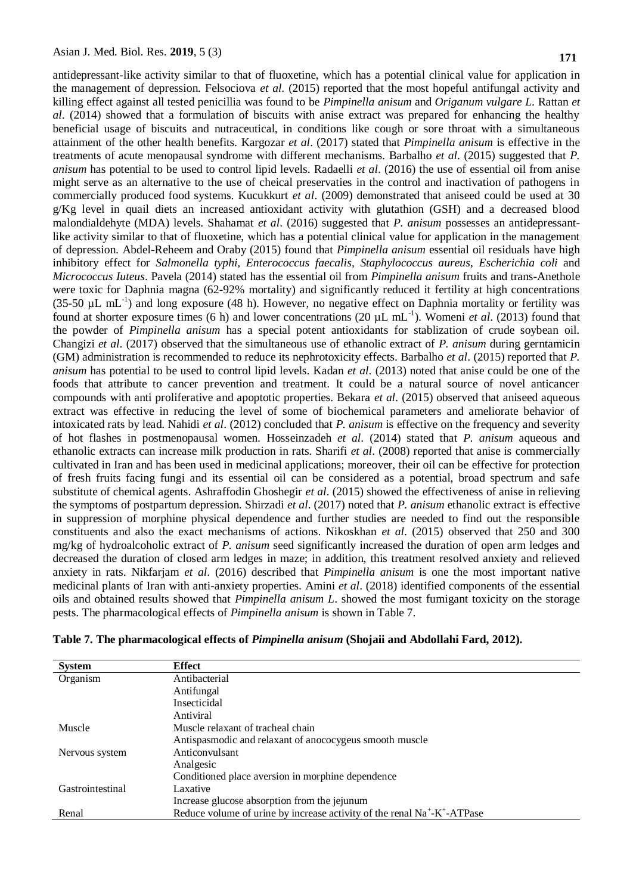antidepressant-like activity similar to that of fluoxetine, which has a potential clinical value for application in the management of depression. Felsociova *et al*. (2015) reported that the most hopeful antifungal activity and killing effect against all tested penicillia was found to be *Pimpinella anisum* and *Origanum vulgare L*. Rattan *et al*. (2014) showed that a formulation of biscuits with anise extract was prepared for enhancing the healthy beneficial usage of biscuits and nutraceutical, in conditions like cough or sore throat with a simultaneous attainment of the other health benefits. Kargozar *et al*. (2017) stated that *Pimpinella anisum* is effective in the treatments of acute menopausal syndrome with different mechanisms. Barbalho *et al*. (2015) suggested that *P. anisum* has potential to be used to control lipid levels. Radaelli *et al*. (2016) the use of essential oil from anise might serve as an alternative to the use of cheical preservaties in the control and inactivation of pathogens in commercially produced food systems. Kucukkurt *et al*. (2009) demonstrated that aniseed could be used at 30 g/Kg level in quail diets an increased antioxidant activity with glutathion (GSH) and a decreased blood malondialdehyte (MDA) levels. Shahamat *et al*. (2016) suggested that *P. anisum* possesses an antidepressant-like activity similar to that of fluoxetine, which has a potential clinical value for application in the management of depression. Abdel-Reheem and Oraby (2015) found that *Pimpinella anisum* essential oil residuals have high inhibitory effect for *Salmonella typhi*, *Enterococcus faecalis*, *Staphylococcus aureus*, *Escherichia coli* and *Micrococcus Iuteus*. Pavela (2014) stated has the essential oil from *Pimpinella anisum* fruits and trans-Anethole were toxic for Daphnia magna (62-92% mortality) and significantly reduced it fertility at high concentrations (35-50 µL $mL^{-1}$) and long exposure (48 h). However, no negative effect on Daphnia mortality or fertility was found at shorter exposure times (6 h) and lower concentrations (20 µL $mL^{-1}$). Womeni *et al*. (2013) found that the powder of *Pimpinella anisum* has a special potent antioxidants for stablization of crude soybean oil. Changizi *et al*. (2017) observed that the simultaneous use of ethanolic extract of *P. anisum* during gerntamicin (GM) administration is recommended to reduce its nephrotoxicity effects. Barbalho *et al*. (2015) reported that *P. anisum* has potential to be used to control lipid levels. Kadan *et al*. (2013) noted that anise could be one of the foods that attribute to cancer prevention and treatment. It could be a natural source of novel anticancer compounds with anti proliferative and apoptotic properties. Bekara *et al*. (2015) observed that aniseed aqueous extract was effective in reducing the level of some of biochemical parameters and ameliorate behavior of intoxicated rats by lead. Nahidi *et al*. (2012) concluded that *P. anisum* is effective on the frequency and severity of hot flashes in postmenopausal women. Hosseinzadeh *et al*. (2014) stated that *P. anisum* aqueous and ethanolic extracts can increase milk production in rats. Sharifi *et al*. (2008) reported that anise is commercially cultivated in Iran and has been used in medicinal applications; moreover, their oil can be effective for protection of fresh fruits facing fungi and its essential oil can be considered as a potential, broad spectrum and safe substitute of chemical agents. Ashraffodin Ghoshegir *et al*. (2015) showed the effectiveness of anise in relieving the symptoms of postpartum depression. Shirzadi *et al*. (2017) noted that *P. anisum* ethanolic extract is effective in suppression of morphine physical dependence and further studies are needed to find out the responsible constituents and also the exact mechanisms of actions. Nikoskhan *et al*. (2015) observed that 250 and 300 mg/kg of hydroalcoholic extract of *P. anisum* seed significantly increased the duration of open arm ledges and decreased the duration of closed arm ledges in maze; in addition, this treatment resolved anxiety and relieved anxiety in rats. Nikfarjam *et al*. (2016) described that *Pimpinella anisum* is one the most important native medicinal plants of Iran with anti-anxiety properties. Amini *et al*. (2018) identified components of the essential oils and obtained results showed that *Pimpinella anisum L*. showed the most fumigant toxicity on the storage pests. The pharmacological effects of *Pimpinella anisum* is shown in Table 7.

**Table 7. The pharmacological effects of *Pimpinella anisum* (Shojaii and Abdollahi Fard, 2012).**

| System | Effect |
|---|---|
| Organism | Antibacterial |
| | Antifungal |
| | Insecticidal |
| | Antiviral |
| Muscle | Muscle relaxant of tracheal chain |
| | Antispasmodic and relaxant of anocogyeus smooth muscle |
| Nervous system | Anticonvulsant |
| | Analgesic |
| | Conditioned place aversion in morphine dependence |
| Gastrointestinal | Laxative |
| | Increase glucose absorption from the jejunum |
| Renal | Reduce volume of urine by increase activity of the renal $Na^{+}$-$K^{+}$-ATPase |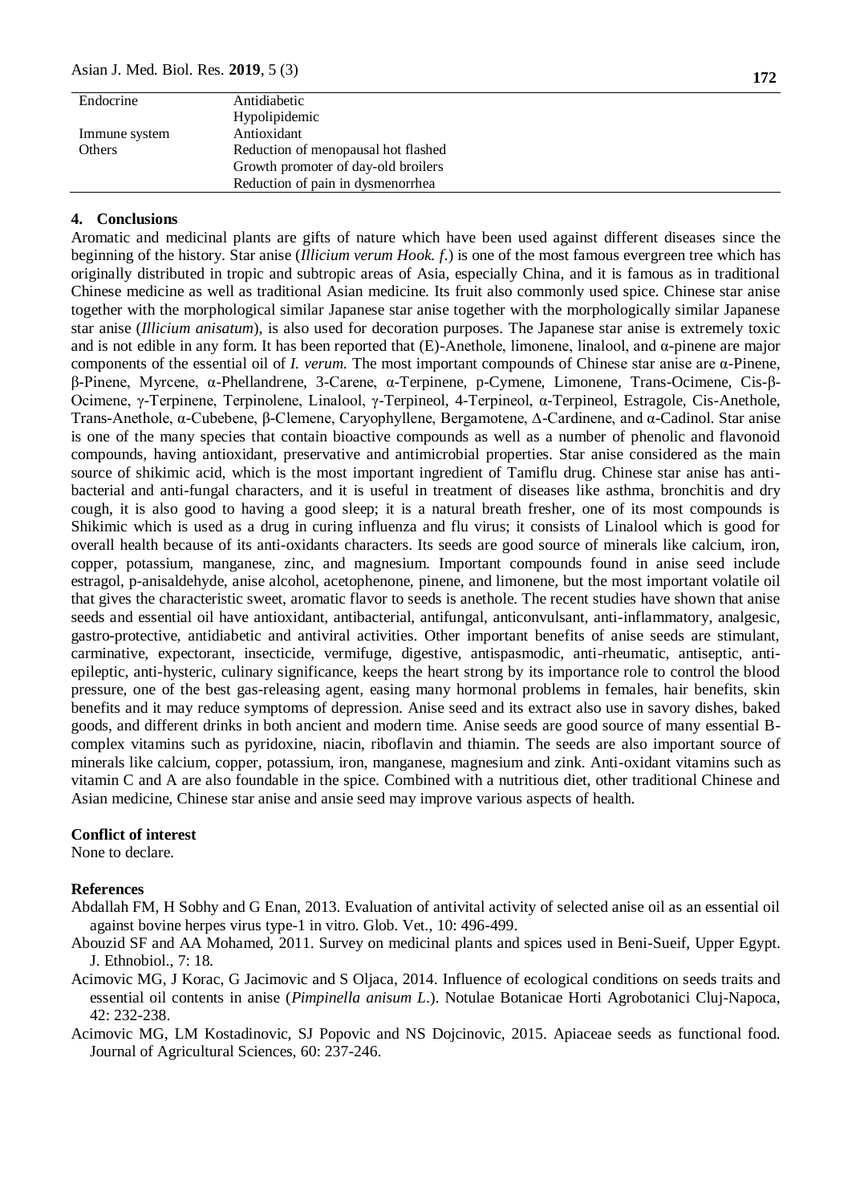| | |
|---|---|
| Endocrine | Antidiabetic |
| | Hypolipidemic |
| Immune system | Antioxidant |
| Others | Reduction of menopausal hot flashed |
| | Growth promoter of day-old broilers |
| | Reduction of pain in dysmenorrhea |

## 4. Conclusions

Aromatic and medicinal plants are gifts of nature which have been used against different diseases since the beginning of the history. Star anise (*Illicium verum Hook. f.*) is one of the most famous evergreen tree which has originally distributed in tropic and subtropic areas of Asia, especially China, and it is famous as in traditional Chinese medicine as well as traditional Asian medicine. Its fruit also commonly used spice. Chinese star anise together with the morphological similar Japanese star anise together with the morphologically similar Japanese star anise (*Illicium anisatum*), is also used for decoration purposes. The Japanese star anise is extremely toxic and is not edible in any form. It has been reported that (E)-Anethole, limonene, linalool, and α-pinene are major components of the essential oil of *I. verum*. The most important compounds of Chinese star anise are α-Pinene, β-Pinene, Myrcene, α-Phellandrene, 3-Carene, α-Terpinene, p-Cymene, Limonene, Trans-Ocimene, Cis-β-Ocimene, γ-Terpinene, Terpinolene, Linalool, γ-Terpineol, 4-Terpineol, α-Terpineol, Estragole, Cis-Anethole, Trans-Anethole, α-Cubebene, β-Clemene, Caryophyllene, Bergamotene, Δ-Cardinene, and α-Cadinol. Star anise is one of the many species that contain bioactive compounds as well as a number of phenolic and flavonoid compounds, having antioxidant, preservative and antimicrobial properties. Star anise considered as the main source of shikimic acid, which is the most important ingredient of Tamiflu drug. Chinese star anise has anti-bacterial and anti-fungal characters, and it is useful in treatment of diseases like asthma, bronchitis and dry cough, it is also good to having a good sleep; it is a natural breath fresher, one of its most compounds is Shikimic which is used as a drug in curing influenza and flu virus; it consists of Linalool which is good for overall health because of its anti-oxidants characters. Its seeds are good source of minerals like calcium, iron, copper, potassium, manganese, zinc, and magnesium. Important compounds found in anise seed include estragol, p-anisaldehyde, anise alcohol, acetophenone, pinene, and limonene, but the most important volatile oil that gives the characteristic sweet, aromatic flavor to seeds is anethole. The recent studies have shown that anise seeds and essential oil have antioxidant, antibacterial, antifungal, anticonvulsant, anti-inflammatory, analgesic, gastro-protective, antidiabetic and antiviral activities. Other important benefits of anise seeds are stimulant, carminative, expectorant, insecticide, vermifuge, digestive, antispasmodic, anti-rheumatic, antiseptic, anti-epileptic, anti-hysteric, culinary significance, keeps the heart strong by its importance role to control the blood pressure, one of the best gas-releasing agent, easing many hormonal problems in females, hair benefits, skin benefits and it may reduce symptoms of depression. Anise seed and its extract also use in savory dishes, baked goods, and different drinks in both ancient and modern time. Anise seeds are good source of many essential B-complex vitamins such as pyridoxine, niacin, riboflavin and thiamin. The seeds are also important source of minerals like calcium, copper, potassium, iron, manganese, magnesium and zink. Anti-oxidant vitamins such as vitamin C and A are also foundable in the spice. Combined with a nutritious diet, other traditional Chinese and Asian medicine, Chinese star anise and ansie seed may improve various aspects of health.

**Conflict of interest**

None to declare.

**References**

Abdallah FM, H Sobhy and G Enan, 2013. Evaluation of antivital activity of selected anise oil as an essential oil against bovine herpes virus type-1 in vitro. Glob. Vet., 10: 496-499.

Abouzid SF and AA Mohamed, 2011. Survey on medicinal plants and spices used in Beni-Sueif, Upper Egypt. J. Ethnobiol., 7: 18.

Acimovic MG, J Korac, G Jacimovic and S Oljaca, 2014. Influence of ecological conditions on seeds traits and essential oil contents in anise (*Pimpinella anisum L.*). Notulae Botanicae Horti Agrobotanici Cluj-Napoca, 42: 232-238.

Acimovic MG, LM Kostadinovic, SJ Popovic and NS Dojcinovic, 2015. Apiaceae seeds as functional food. Journal of Agricultural Sciences, 60: 237-246.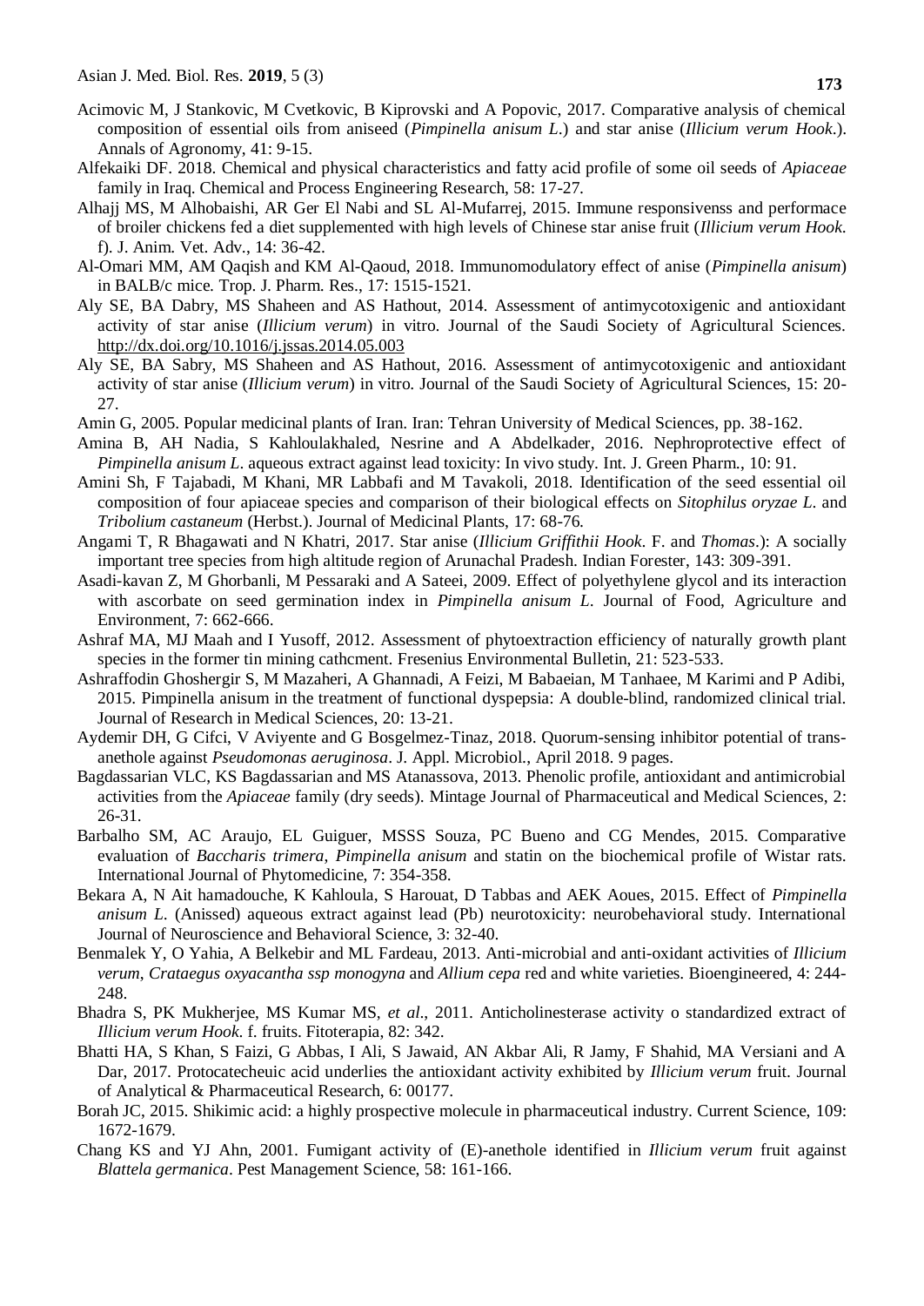Acimovic M, J Stankovic, M Cvetkovic, B Kiprovski and A Popovic, 2017. Comparative analysis of chemical composition of essential oils from aniseed (*Pimpinella anisum L.*) and star anise (*Illicium verum Hook.*). Annals of Agronomy, 41: 9-15.

Alfekaiki DF. 2018. Chemical and physical characteristics and fatty acid profile of some oil seeds of *Apiaceae* family in Iraq. Chemical and Process Engineering Research, 58: 17-27.

Alhajj MS, M Alhobaishi, AR Ger El Nabi and SL Al-Mufarrej, 2015. Immune responsivenss and performace of broiler chickens fed a diet supplemented with high levels of Chinese star anise fruit (*Illicium verum Hook.* f). J. Anim. Vet. Adv., 14: 36-42.

Al-Omari MM, AM Qaqish and KM Al-Qaoud, 2018. Immunomodulatory effect of anise (*Pimpinella anisum*) in BALB/c mice. Trop. J. Pharm. Res., 17: 1515-1521.

Aly SE, BA Dabry, MS Shaheen and AS Hathout, 2014. Assessment of antimycotoxigenic and antioxidant activity of star anise (*Illicium verum*) in vitro. Journal of the Saudi Society of Agricultural Sciences. http://dx.doi.org/10.1016/j.jssas.2014.05.003

Aly SE, BA Sabry, MS Shaheen and AS Hathout, 2016. Assessment of antimycotoxigenic and antioxidant activity of star anise (*Illicium verum*) in vitro. Journal of the Saudi Society of Agricultural Sciences, 15: 20-27.

Amin G, 2005. Popular medicinal plants of Iran. Iran: Tehran University of Medical Sciences, pp. 38-162.

Amina B, AH Nadia, S Kahloulakhaled, Nesrine and A Abdelkader, 2016. Nephroprotective effect of *Pimpinella anisum L.* aqueous extract against lead toxicity: In vivo study. Int. J. Green Pharm., 10: 91.

Amini Sh, F Tajabadi, M Khani, MR Labbafi and M Tavakoli, 2018. Identification of the seed essential oil composition of four apiaceae species and comparison of their biological effects on *Sitophilus oryzae L.* and *Tribolium castaneum* (Herbst.). Journal of Medicinal Plants, 17: 68-76.

Angami T, R Bhagawati and N Khatri, 2017. Star anise (*Illicium Griffithii Hook.* F. and *Thomas*.): A socially important tree species from high altitude region of Arunachal Pradesh. Indian Forester, 143: 309-391.

Asadi-kavan Z, M Ghorbanli, M Pessaraki and A Sateei, 2009. Effect of polyethylene glycol and its interaction with ascorbate on seed germination index in *Pimpinella anisum L.* Journal of Food, Agriculture and Environment, 7: 662-666.

Ashraf MA, MJ Maah and I Yusoff, 2012. Assessment of phytoextraction efficiency of naturally growth plant species in the former tin mining cathcment. Fresenius Environmental Bulletin, 21: 523-533.

Ashraffodin Ghoshergir S, M Mazaheri, A Ghannadi, A Feizi, M Babaeian, M Tanhaee, M Karimi and P Adibi, 2015. Pimpinella anisum in the treatment of functional dyspepsia: A double-blind, randomized clinical trial. Journal of Research in Medical Sciences, 20: 13-21.

Aydemir DH, G Cifci, V Aviyente and G Bosgelmez-Tinaz, 2018. Quorum-sensing inhibitor potential of trans-anethole against *Pseudomonas aeruginosa*. J. Appl. Microbiol., April 2018. 9 pages.

Bagdassarian VLC, KS Bagdassarian and MS Atanassova, 2013. Phenolic profile, antioxidant and antimicrobial activities from the *Apiaceae* family (dry seeds). Mintage Journal of Pharmaceutical and Medical Sciences, 2: 26-31.

Barbalho SM, AC Araujo, EL Guiguer, MSSS Souza, PC Bueno and CG Mendes, 2015. Comparative evaluation of *Baccharis trimera*, *Pimpinella anisum* and statin on the biochemical profile of Wistar rats. International Journal of Phytomedicine, 7: 354-358.

Bekara A, N Ait hamadouche, K Kahloula, S Harouat, D Tabbas and AEK Aoues, 2015. Effect of *Pimpinella anisum L.* (Anissed) aqueous extract against lead (Pb) neurotoxicity: neurobehavioral study. International Journal of Neuroscience and Behavioral Science, 3: 32-40.

Benmalek Y, O Yahia, A Belkebir and ML Fardeau, 2013. Anti-microbial and anti-oxidant activities of *Illicium verum*, *Crataegus oxyacantha ssp monogyna* and *Allium cepa* red and white varieties. Bioengineered, 4: 244-248.

Bhadra S, PK Mukherjee, MS Kumar MS, *et al*., 2011. Anticholinesterase activity o standardized extract of *Illicium verum Hook.* f. fruits. Fitoterapia, 82: 342.

Bhatti HA, S Khan, S Faizi, G Abbas, I Ali, S Jawaid, AN Akbar Ali, R Jamy, F Shahid, MA Versiani and A Dar, 2017. Protocatecheuic acid underlies the antioxidant activity exhibited by *Illicium verum* fruit. Journal of Analytical & Pharmaceutical Research, 6: 00177.

Borah JC, 2015. Shikimic acid: a highly prospective molecule in pharmaceutical industry. Current Science, 109: 1672-1679.

Chang KS and YJ Ahn, 2001. Fumigant activity of (E)-anethole identified in *Illicium verum* fruit against *Blattela germanica*. Pest Management Science, 58: 161-166.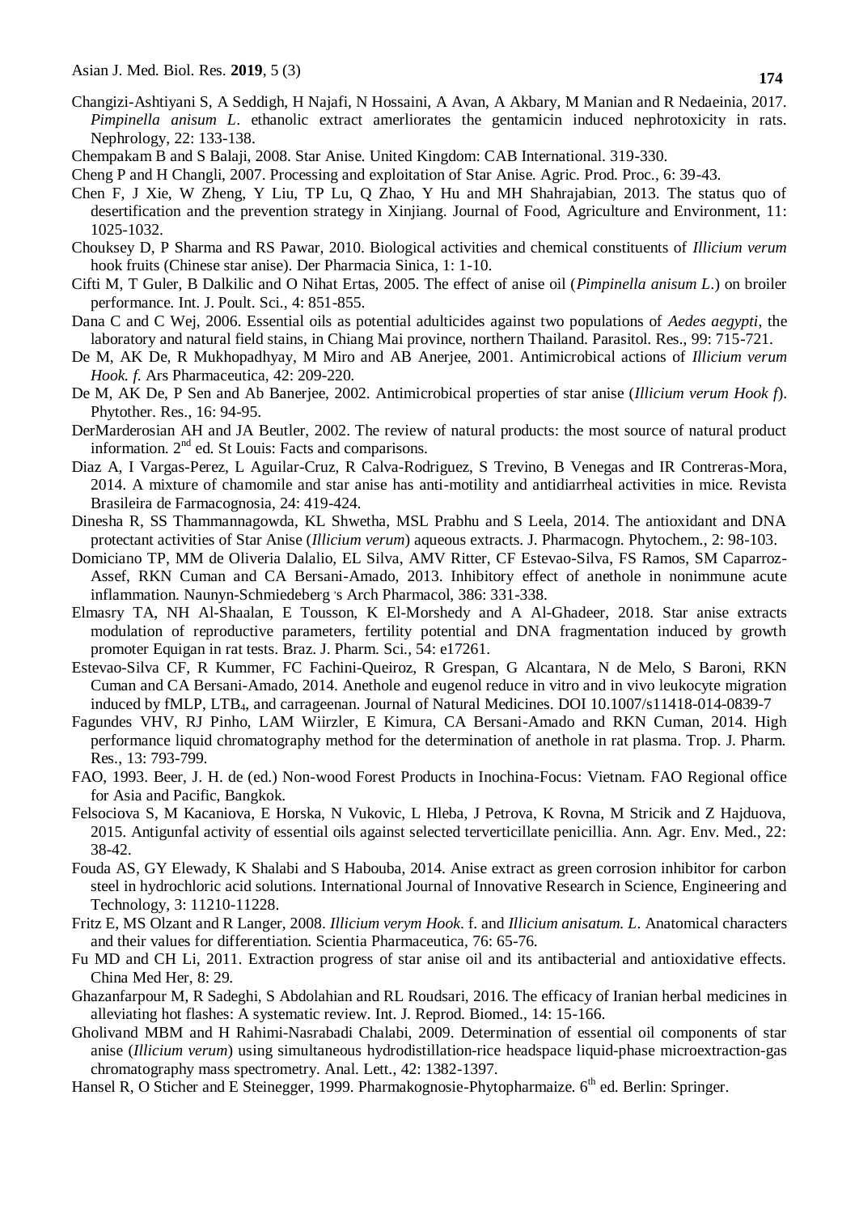Changizi-Ashtiyani S, A Seddigh, H Najafi, N Hossaini, A Avan, A Akbary, M Manian and R Nedaeinia, 2017. *Pimpinella anisum L*. ethanolic extract amerliorates the gentamicin induced nephrotoxicity in rats. Nephrology, 22: 133-138.

Chempakam B and S Balaji, 2008. Star Anise. United Kingdom: CAB International. 319-330.

Cheng P and H Changli, 2007. Processing and exploitation of Star Anise. Agric. Prod. Proc., 6: 39-43.

Chen F, J Xie, W Zheng, Y Liu, TP Lu, Q Zhao, Y Hu and MH Shahrajabian, 2013. The status quo of desertification and the prevention strategy in Xinjiang. Journal of Food, Agriculture and Environment, 11: 1025-1032.

Chouksey D, P Sharma and RS Pawar, 2010. Biological activities and chemical constituents of *Illicium verum* hook fruits (Chinese star anise). Der Pharmacia Sinica, 1: 1-10.

Cifti M, T Guler, B Dalkilic and O Nihat Ertas, 2005. The effect of anise oil (*Pimpinella anisum L*.) on broiler performance. Int. J. Poult. Sci., 4: 851-855.

Dana C and C Wej, 2006. Essential oils as potential adulticides against two populations of *Aedes aegypti*, the laboratory and natural field stains, in Chiang Mai province, northern Thailand. Parasitol. Res., 99: 715-721.

De M, AK De, R Mukhopadhyay, M Miro and AB Anerjee, 2001. Antimicrobical actions of *Illicium verum Hook. f.* Ars Pharmaceutica, 42: 209-220.

De M, AK De, P Sen and Ab Banerjee, 2002. Antimicrobical properties of star anise (*Illicium verum Hook f*). Phytother. Res., 16: 94-95.

DerMarderosian AH and JA Beutler, 2002. The review of natural products: the most source of natural product information. 2nd ed. St Louis: Facts and comparisons.

Diaz A, I Vargas-Perez, L Aguilar-Cruz, R Calva-Rodriguez, S Trevino, B Venegas and IR Contreras-Mora, 2014. A mixture of chamomile and star anise has anti-motility and antidiarrheal activities in mice. Revista Brasileira de Farmacognosia, 24: 419-424.

Dinesha R, SS Thammannagowda, KL Shwetha, MSL Prabhu and S Leela, 2014. The antioxidant and DNA protectant activities of Star Anise (*Illicium verum*) aqueous extracts. J. Pharmacogn. Phytochem., 2: 98-103.

Domiciano TP, MM de Oliveria Dalalio, EL Silva, AMV Ritter, CF Estevao-Silva, FS Ramos, SM Caparroz-Assef, RKN Cuman and CA Bersani-Amado, 2013. Inhibitory effect of anethole in nonimmune acute inflammation. Naunyn-Schmiedeberg 's Arch Pharmacol, 386: 331-338.

Elmasry TA, NH Al-Shaalan, E Tousson, K El-Morshedy and A Al-Ghadeer, 2018. Star anise extracts modulation of reproductive parameters, fertility potential and DNA fragmentation induced by growth promoter Equigan in rat tests. Braz. J. Pharm. Sci., 54: e17261.

Estevao-Silva CF, R Kummer, FC Fachini-Queiroz, R Grespan, G Alcantara, N de Melo, S Baroni, RKN Cuman and CA Bersani-Amado, 2014. Anethole and eugenol reduce in vitro and in vivo leukocyte migration induced by fMLP, $LTB_4$, and carrageenan. Journal of Natural Medicines. DOI 10.1007/s11418-014-0839-7

Fagundes VHV, RJ Pinho, LAM Wiirzler, E Kimura, CA Bersani-Amado and RKN Cuman, 2014. High performance liquid chromatography method for the determination of anethole in rat plasma. Trop. J. Pharm. Res., 13: 793-799.

FAO, 1993. Beer, J. H. de (ed.) Non-wood Forest Products in Inochina-Focus: Vietnam. FAO Regional office for Asia and Pacific, Bangkok.

Felsociova S, M Kacaniova, E Horska, N Vukovic, L Hleba, J Petrova, K Rovna, M Stricik and Z Hajduova, 2015. Antigunfal activity of essential oils against selected terverticillate penicillia. Ann. Agr. Env. Med., 22: 38-42.

Fouda AS, GY Elewady, K Shalabi and S Habouba, 2014. Anise extract as green corrosion inhibitor for carbon steel in hydrochloric acid solutions. International Journal of Innovative Research in Science, Engineering and Technology, 3: 11210-11228.

Fritz E, MS Olzant and R Langer, 2008. *Illicium verym Hook*. f. and *Illicium anisatum. L*. Anatomical characters and their values for differentiation. Scientia Pharmaceutica, 76: 65-76.

Fu MD and CH Li, 2011. Extraction progress of star anise oil and its antibacterial and antioxidative effects. China Med Her, 8: 29.

Ghazanfarpour M, R Sadeghi, S Abdolahian and RL Roudsari, 2016. The efficacy of Iranian herbal medicines in alleviating hot flashes: A systematic review. Int. J. Reprod. Biomed., 14: 15-166.

Gholivand MBM and H Rahimi-Nasrabadi Chalabi, 2009. Determination of essential oil components of star anise (*Illicium verum*) using simultaneous hydrodistillation-rice headspace liquid-phase microextraction-gas chromatography mass spectrometry. Anal. Lett., 42: 1382-1397.

Hansel R, O Sticher and E Steinegger, 1999. Pharmakognosie-Phytopharmaize. 6th ed. Berlin: Springer.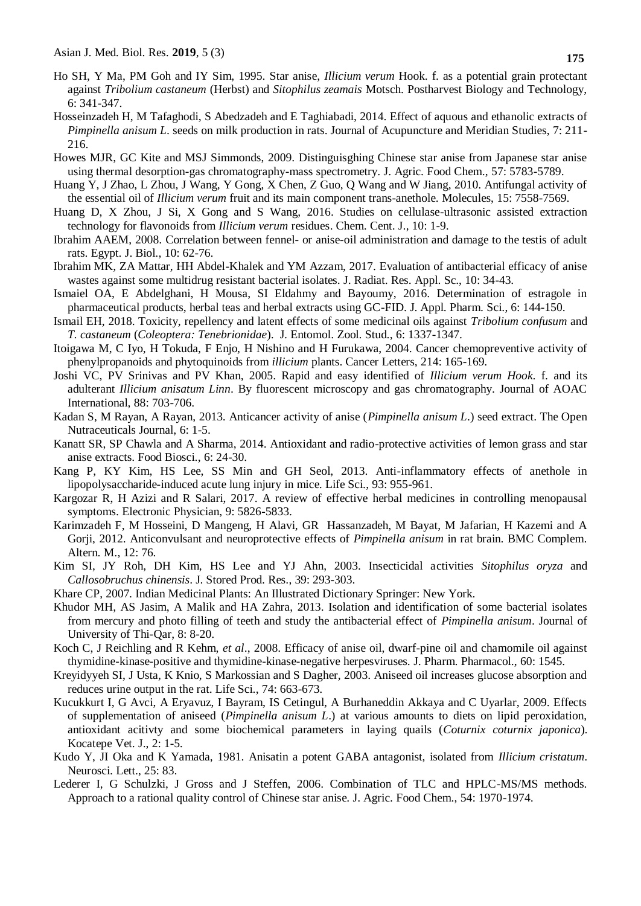Ho SH, Y Ma, PM Goh and IY Sim, 1995. Star anise, *Illicium verum* Hook. f. as a potential grain protectant against *Tribolium castaneum* (Herbst) and *Sitophilus zeamais* Motsch. Postharvest Biology and Technology, 6: 341-347.

Hosseinzadeh H, M Tafaghodi, S Abedzadeh and E Taghiabadi, 2014. Effect of aquous and ethanolic extracts of *Pimpinella anisum L.* seeds on milk production in rats. Journal of Acupuncture and Meridian Studies, 7: 211-216.

Howes MJR, GC Kite and MSJ Simmonds, 2009. Distinguisghing Chinese star anise from Japanese star anise using thermal desorption-gas chromatography-mass spectrometry. J. Agric. Food Chem., 57: 5783-5789.

Huang Y, J Zhao, L Zhou, J Wang, Y Gong, X Chen, Z Guo, Q Wang and W Jiang, 2010. Antifungal activity of the essential oil of *Illicium verum* fruit and its main component trans-anethole. Molecules, 15: 7558-7569.

Huang D, X Zhou, J Si, X Gong and S Wang, 2016. Studies on cellulase-ultrasonic assisted extraction technology for flavonoids from *Illicium verum* residues. Chem. Cent. J., 10: 1-9.

Ibrahim AAEM, 2008. Correlation between fennel- or anise-oil administration and damage to the testis of adult rats. Egypt. J. Biol., 10: 62-76.

Ibrahim MK, ZA Mattar, HH Abdel-Khalek and YM Azzam, 2017. Evaluation of antibacterial efficacy of anise wastes against some multidrug resistant bacterial isolates. J. Radiat. Res. Appl. Sc., 10: 34-43.

Ismaiel OA, E Abdelghani, H Mousa, SI Eldahmy and Bayoumy, 2016. Determination of estragole in pharmaceutical products, herbal teas and herbal extracts using GC-FID. J. Appl. Pharm. Sci., 6: 144-150.

Ismail EH, 2018. Toxicity, repellency and latent effects of some medicinal oils against *Tribolium confusum* and *T. castaneum* (*Coleoptera: Tenebrionidae*). J. Entomol. Zool. Stud., 6: 1337-1347.

Itoigawa M, C Iyo, H Tokuda, F Enjo, H Nishino and H Furukawa, 2004. Cancer chemopreventive activity of phenylpropanoids and phytoquinoids from *illicium* plants. Cancer Letters, 214: 165-169.

Joshi VC, PV Srinivas and PV Khan, 2005. Rapid and easy identified of *Illicium verum Hook*. f. and its adulterant *Illicium anisatum Linn*. By fluorescent microscopy and gas chromatography. Journal of AOAC International, 88: 703-706.

Kadan S, M Rayan, A Rayan, 2013. Anticancer activity of anise (*Pimpinella anisum L.*) seed extract. The Open Nutraceuticals Journal, 6: 1-5.

Kanatt SR, SP Chawla and A Sharma, 2014. Antioxidant and radio-protective activities of lemon grass and star anise extracts. Food Biosci., 6: 24-30.

Kang P, KY Kim, HS Lee, SS Min and GH Seol, 2013. Anti-inflammatory effects of anethole in lipopolysaccharide-induced acute lung injury in mice. Life Sci., 93: 955-961.

Kargozar R, H Azizi and R Salari, 2017. A review of effective herbal medicines in controlling menopausal symptoms. Electronic Physician, 9: 5826-5833.

Karimzadeh F, M Hosseini, D Mangeng, H Alavi, GR Hassanzadeh, M Bayat, M Jafarian, H Kazemi and A Gorji, 2012. Anticonvulsant and neuroprotective effects of *Pimpinella anisum* in rat brain. BMC Complem. Altern. M., 12: 76.

Kim SI, JY Roh, DH Kim, HS Lee and YJ Ahn, 2003. Insecticidal activities *Sitophilus oryza* and *Callosobruchus chinensis*. J. Stored Prod. Res., 39: 293-303.

Khare CP, 2007. Indian Medicinal Plants: An Illustrated Dictionary Springer: New York.

Khudor MH, AS Jasim, A Malik and HA Zahra, 2013. Isolation and identification of some bacterial isolates from mercury and photo filling of teeth and study the antibacterial effect of *Pimpinella anisum*. Journal of University of Thi-Qar, 8: 8-20.

Koch C, J Reichling and R Kehm, *et al*., 2008. Efficacy of anise oil, dwarf-pine oil and chamomile oil against thymidine-kinase-positive and thymidine-kinase-negative herpesviruses. J. Pharm. Pharmacol., 60: 1545.

Kreyidyyeh SI, J Usta, K Knio, S Markossian and S Dagher, 2003. Aniseed oil increases glucose absorption and reduces urine output in the rat. Life Sci., 74: 663-673.

Kucukkurt I, G Avci, A Eryavuz, I Bayram, IS Cetingul, A Burhaneddin Akkaya and C Uyarlar, 2009. Effects of supplementation of aniseed (*Pimpinella anisum L.*) at various amounts to diets on lipid peroxidation, antioxidant acitivty and some biochemical parameters in laying quails (*Coturnix coturnix japonica*). Kocatepe Vet. J., 2: 1-5.

Kudo Y, JI Oka and K Yamada, 1981. Anisatin a potent GABA antagonist, isolated from *Illicium cristatum*. Neurosci. Lett., 25: 83.

Lederer I, G Schulzki, J Gross and J Steffen, 2006. Combination of TLC and HPLC-MS/MS methods. Approach to a rational quality control of Chinese star anise. J. Agric. Food Chem., 54: 1970-1974.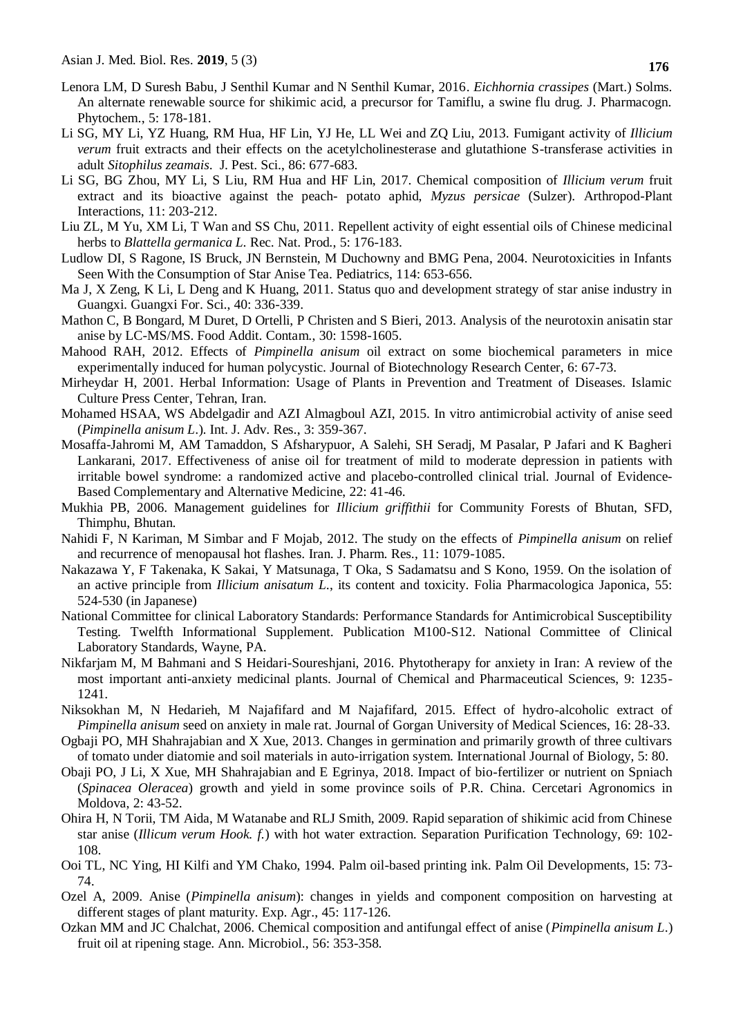Lenora LM, D Suresh Babu, J Senthil Kumar and N Senthil Kumar, 2016. *Eichhornia crassipes* (Mart.) Solms. An alternate renewable source for shikimic acid, a precursor for Tamiflu, a swine flu drug. J. Pharmacogn. Phytochem., 5: 178-181.

Li SG, MY Li, YZ Huang, RM Hua, HF Lin, YJ He, LL Wei and ZQ Liu, 2013. Fumigant activity of *Illicium verum* fruit extracts and their effects on the acetylcholinesterase and glutathione S-transferase activities in adult *Sitophilus zeamais*. J. Pest. Sci., 86: 677-683.

Li SG, BG Zhou, MY Li, S Liu, RM Hua and HF Lin, 2017. Chemical composition of *Illicium verum* fruit extract and its bioactive against the peach- potato aphid, *Myzus persicae* (Sulzer). Arthropod-Plant Interactions, 11: 203-212.

Liu ZL, M Yu, XM Li, T Wan and SS Chu, 2011. Repellent activity of eight essential oils of Chinese medicinal herbs to *Blattella germanica L*. Rec. Nat. Prod., 5: 176-183.

Ludlow DI, S Ragone, IS Bruck, JN Bernstein, M Duchowny and BMG Pena, 2004. Neurotoxicities in Infants Seen With the Consumption of Star Anise Tea. Pediatrics, 114: 653-656.

Ma J, X Zeng, K Li, L Deng and K Huang, 2011. Status quo and development strategy of star anise industry in Guangxi. Guangxi For. Sci., 40: 336-339.

Mathon C, B Bongard, M Duret, D Ortelli, P Christen and S Bieri, 2013. Analysis of the neurotoxin anisatin star anise by LC-MS/MS. Food Addit. Contam., 30: 1598-1605.

Mahood RAH, 2012. Effects of *Pimpinella anisum* oil extract on some biochemical parameters in mice experimentally induced for human polycystic. Journal of Biotechnology Research Center, 6: 67-73.

Mirheydar H, 2001. Herbal Information: Usage of Plants in Prevention and Treatment of Diseases. Islamic Culture Press Center, Tehran, Iran.

Mohamed HSAA, WS Abdelgadir and AZI Almagboul AZI, 2015. In vitro antimicrobial activity of anise seed (*Pimpinella anisum L*.). Int. J. Adv. Res., 3: 359-367.

Mosaffa-Jahromi M, AM Tamaddon, S Afsharypuor, A Salehi, SH Seradj, M Pasalar, P Jafari and K Bagheri Lankarani, 2017. Effectiveness of anise oil for treatment of mild to moderate depression in patients with irritable bowel syndrome: a randomized active and placebo-controlled clinical trial. Journal of Evidence-Based Complementary and Alternative Medicine, 22: 41-46.

Mukhia PB, 2006. Management guidelines for *Illicium griffithii* for Community Forests of Bhutan, SFD, Thimphu, Bhutan.

Nahidi F, N Kariman, M Simbar and F Mojab, 2012. The study on the effects of *Pimpinella anisum* on relief and recurrence of menopausal hot flashes. Iran. J. Pharm. Res., 11: 1079-1085.

Nakazawa Y, F Takenaka, K Sakai, Y Matsunaga, T Oka, S Sadamatsu and S Kono, 1959. On the isolation of an active principle from *Illicium anisatum L*., its content and toxicity. Folia Pharmacologica Japonica, 55: 524-530 (in Japanese)

National Committee for clinical Laboratory Standards: Performance Standards for Antimicrobical Susceptibility Testing. Twelfth Informational Supplement. Publication M100-S12. National Committee of Clinical Laboratory Standards, Wayne, PA.

Nikfarjam M, M Bahmani and S Heidari-Soureshjani, 2016. Phytotherapy for anxiety in Iran: A review of the most important anti-anxiety medicinal plants. Journal of Chemical and Pharmaceutical Sciences, 9: 1235-1241.

Niksokhan M, N Hedarieh, M Najafifard and M Najafifard, 2015. Effect of hydro-alcoholic extract of *Pimpinella anisum* seed on anxiety in male rat. Journal of Gorgan University of Medical Sciences, 16: 28-33.

Ogbaji PO, MH Shahrajabian and X Xue, 2013. Changes in germination and primarily growth of three cultivars of tomato under diatomie and soil materials in auto-irrigation system. International Journal of Biology, 5: 80.

Obaji PO, J Li, X Xue, MH Shahrajabian and E Egrinya, 2018. Impact of bio-fertilizer or nutrient on Spniach (*Spinacea Oleracea*) growth and yield in some province soils of P.R. China. Cercetari Agronomics in Moldova, 2: 43-52.

Ohira H, N Torii, TM Aida, M Watanabe and RLJ Smith, 2009. Rapid separation of shikimic acid from Chinese star anise (*Illicum verum Hook. f.*) with hot water extraction. Separation Purification Technology, 69: 102-108.

Ooi TL, NC Ying, HI Kilfi and YM Chako, 1994. Palm oil-based printing ink. Palm Oil Developments, 15: 73-74.

Ozel A, 2009. Anise (*Pimpinella anisum*): changes in yields and component composition on harvesting at different stages of plant maturity. Exp. Agr., 45: 117-126.

Ozkan MM and JC Chalchat, 2006. Chemical composition and antifungal effect of anise (*Pimpinella anisum L*.) fruit oil at ripening stage. Ann. Microbiol., 56: 353-358.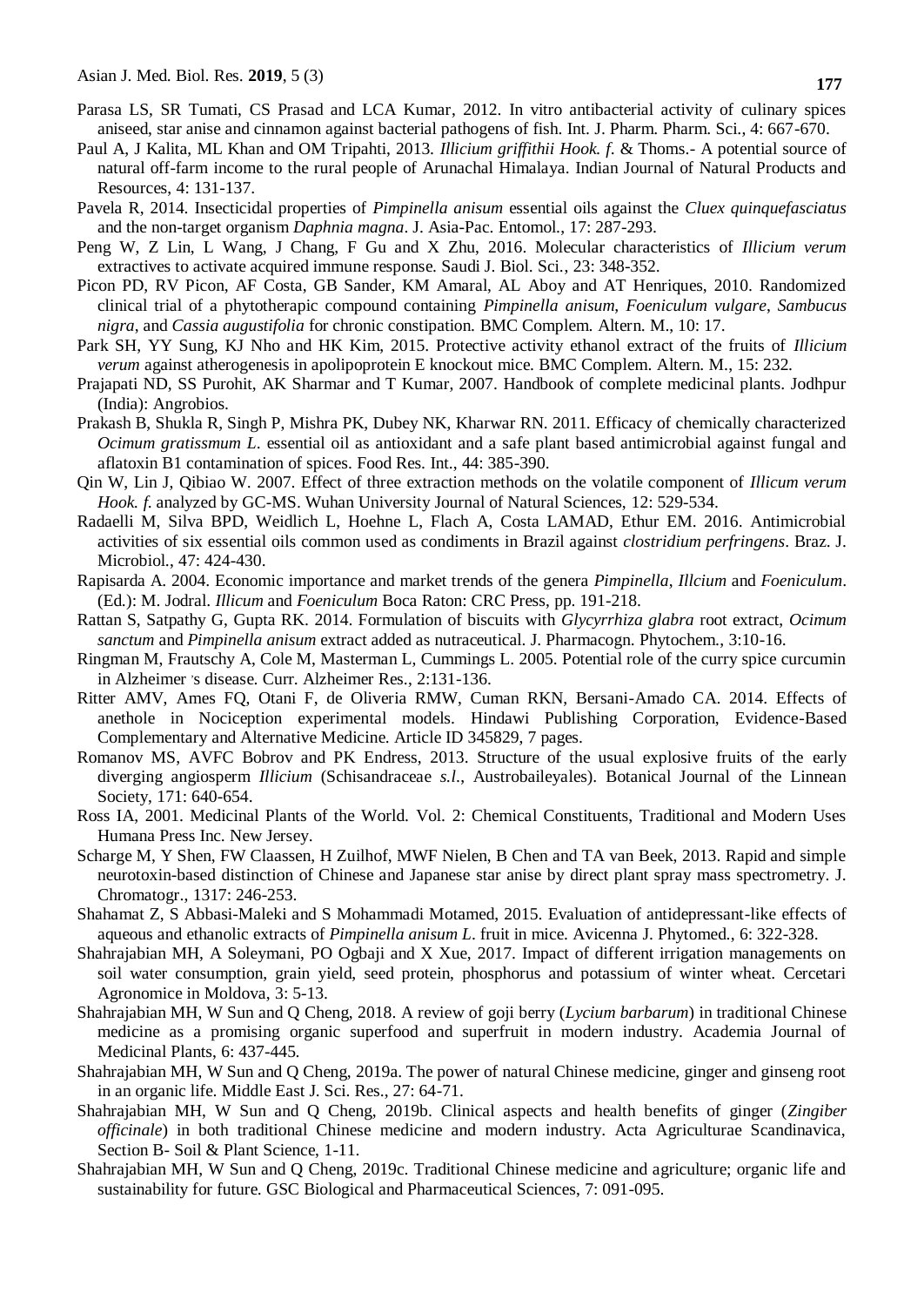Parasa LS, SR Tumati, CS Prasad and LCA Kumar, 2012. In vitro antibacterial activity of culinary spices aniseed, star anise and cinnamon against bacterial pathogens of fish. Int. J. Pharm. Pharm. Sci., 4: 667-670.

Paul A, J Kalita, ML Khan and OM Tripahti, 2013. *Illicium griffithii Hook. f.* & Thoms.- A potential source of natural off-farm income to the rural people of Arunachal Himalaya. Indian Journal of Natural Products and Resources, 4: 131-137.

Pavela R, 2014. Insecticidal properties of *Pimpinella anisum* essential oils against the *Cluex quinquefasciatus* and the non-target organism *Daphnia magna*. J. Asia-Pac. Entomol., 17: 287-293.

Peng W, Z Lin, L Wang, J Chang, F Gu and X Zhu, 2016. Molecular characteristics of *Illicium verum* extractives to activate acquired immune response. Saudi J. Biol. Sci., 23: 348-352.

Picon PD, RV Picon, AF Costa, GB Sander, KM Amaral, AL Aboy and AT Henriques, 2010. Randomized clinical trial of a phytotherapic compound containing *Pimpinella anisum*, *Foeniculum vulgare*, *Sambucus nigra*, and *Cassia augustifolia* for chronic constipation. BMC Complem. Altern. M., 10: 17.

Park SH, YY Sung, KJ Nho and HK Kim, 2015. Protective activity ethanol extract of the fruits of *Illicium verum* against atherogenesis in apolipoprotein E knockout mice. BMC Complem. Altern. M., 15: 232.

Prajapati ND, SS Purohit, AK Sharmar and T Kumar, 2007. Handbook of complete medicinal plants. Jodhpur (India): Angrobios.

Prakash B, Shukla R, Singh P, Mishra PK, Dubey NK, Kharwar RN. 2011. Efficacy of chemically characterized *Ocimum gratissmum L.* essential oil as antioxidant and a safe plant based antimicrobial against fungal and aflatoxin B1 contamination of spices. Food Res. Int., 44: 385-390.

Qin W, Lin J, Qibiao W. 2007. Effect of three extraction methods on the volatile component of *Illicum verum Hook. f.* analyzed by GC-MS. Wuhan University Journal of Natural Sciences, 12: 529-534.

Radaelli M, Silva BPD, Weidlich L, Hoehne L, Flach A, Costa LAMAD, Ethur EM. 2016. Antimicrobial activities of six essential oils common used as condiments in Brazil against *clostridium perfringens*. Braz. J. Microbiol., 47: 424-430.

Rapisarda A. 2004. Economic importance and market trends of the genera *Pimpinella*, *Illcium* and *Foeniculum*. (Ed.): M. Jodral. *Illicum* and *Foeniculum* Boca Raton: CRC Press, pp. 191-218.

Rattan S, Satpathy G, Gupta RK. 2014. Formulation of biscuits with *Glycyrrhiza glabra* root extract, *Ocimum sanctum* and *Pimpinella anisum* extract added as nutraceutical. J. Pharmacogn. Phytochem., 3:10-16.

Ringman M, Frautschy A, Cole M, Masterman L, Cummings L. 2005. Potential role of the curry spice curcumin in Alzheimer 's disease. Curr. Alzheimer Res., 2:131-136.

Ritter AMV, Ames FQ, Otani F, de Oliveria RMW, Cuman RKN, Bersani-Amado CA. 2014. Effects of anethole in Nociception experimental models. Hindawi Publishing Corporation, Evidence-Based Complementary and Alternative Medicine. Article ID 345829, 7 pages.

Romanov MS, AVFC Bobrov and PK Endress, 2013. Structure of the usual explosive fruits of the early diverging angiosperm *Illicium* (Schisandraceae *s.l.*, Austrobaileyales). Botanical Journal of the Linnean Society, 171: 640-654.

Ross IA, 2001. Medicinal Plants of the World. Vol. 2: Chemical Constituents, Traditional and Modern Uses Humana Press Inc. New Jersey.

Scharge M, Y Shen, FW Claassen, H Zuilhof, MWF Nielen, B Chen and TA van Beek, 2013. Rapid and simple neurotoxin-based distinction of Chinese and Japanese star anise by direct plant spray mass spectrometry. J. Chromatogr., 1317: 246-253.

Shahamat Z, S Abbasi-Maleki and S Mohammadi Motamed, 2015. Evaluation of antidepressant-like effects of aqueous and ethanolic extracts of *Pimpinella anisum L*. fruit in mice. Avicenna J. Phytomed., 6: 322-328.

Shahrajabian MH, A Soleymani, PO Ogbaji and X Xue, 2017. Impact of different irrigation managements on soil water consumption, grain yield, seed protein, phosphorus and potassium of winter wheat. Cercetari Agronomice in Moldova, 3: 5-13.

Shahrajabian MH, W Sun and Q Cheng, 2018. A review of goji berry (*Lycium barbarum*) in traditional Chinese medicine as a promising organic superfood and superfruit in modern industry. Academia Journal of Medicinal Plants, 6: 437-445.

Shahrajabian MH, W Sun and Q Cheng, 2019a. The power of natural Chinese medicine, ginger and ginseng root in an organic life. Middle East J. Sci. Res., 27: 64-71.

Shahrajabian MH, W Sun and Q Cheng, 2019b. Clinical aspects and health benefits of ginger (*Zingiber officinale*) in both traditional Chinese medicine and modern industry. Acta Agriculturae Scandinavica, Section B- Soil & Plant Science, 1-11.

Shahrajabian MH, W Sun and Q Cheng, 2019c. Traditional Chinese medicine and agriculture; organic life and sustainability for future. GSC Biological and Pharmaceutical Sciences, 7: 091-095.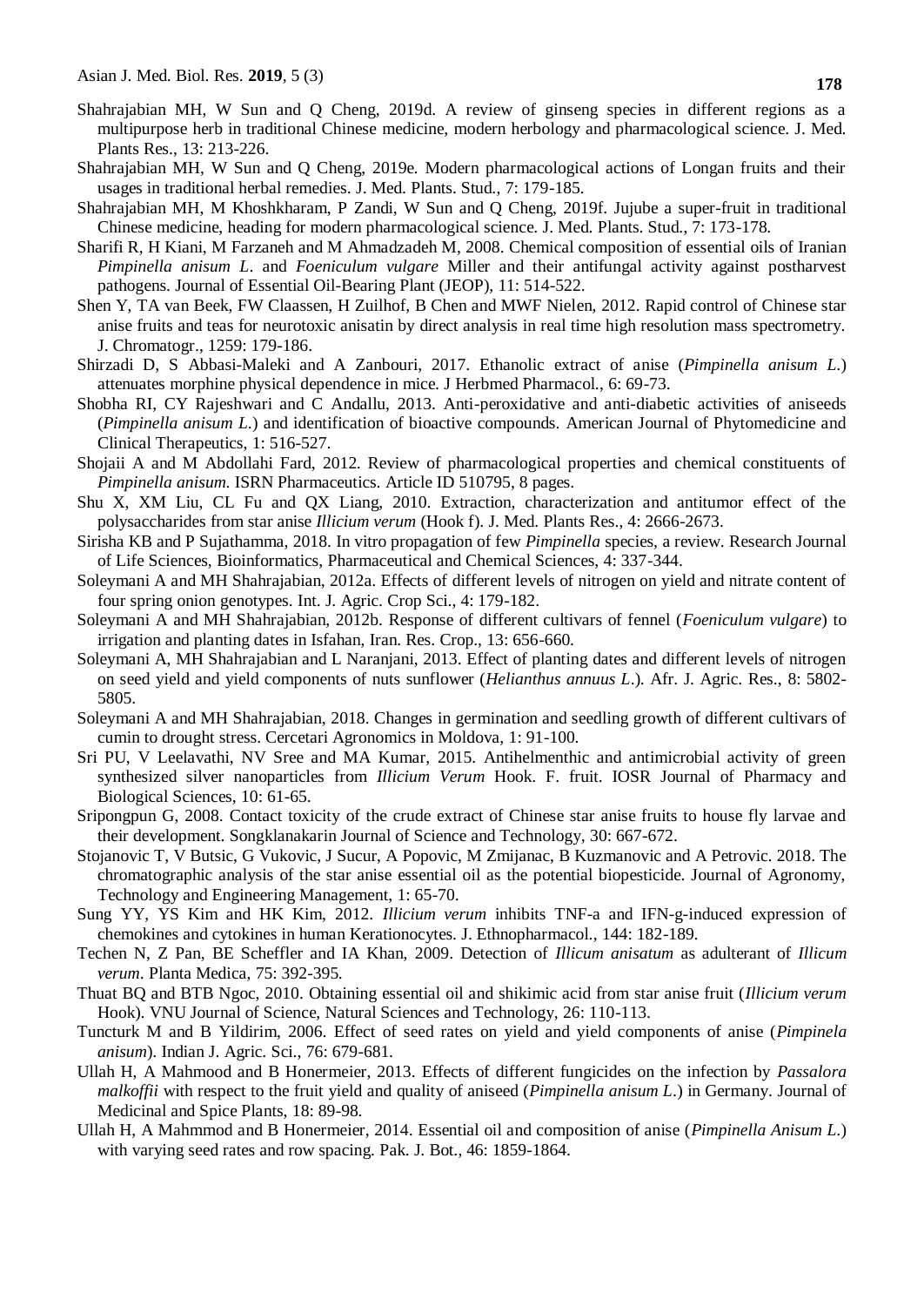Shahrajabian MH, W Sun and Q Cheng, 2019d. A review of ginseng species in different regions as a multipurpose herb in traditional Chinese medicine, modern herbology and pharmacological science. J. Med. Plants Res., 13: 213-226.

Shahrajabian MH, W Sun and Q Cheng, 2019e. Modern pharmacological actions of Longan fruits and their usages in traditional herbal remedies. J. Med. Plants. Stud., 7: 179-185.

Shahrajabian MH, M Khoshkharam, P Zandi, W Sun and Q Cheng, 2019f. Jujube a super-fruit in traditional Chinese medicine, heading for modern pharmacological science. J. Med. Plants. Stud., 7: 173-178.

Sharifi R, H Kiani, M Farzaneh and M Ahmadzadeh M, 2008. Chemical composition of essential oils of Iranian *Pimpinella anisum L*. and *Foeniculum vulgare* Miller and their antifungal activity against postharvest pathogens. Journal of Essential Oil-Bearing Plant (JEOP), 11: 514-522.

Shen Y, TA van Beek, FW Claassen, H Zuilhof, B Chen and MWF Nielen, 2012. Rapid control of Chinese star anise fruits and teas for neurotoxic anisatin by direct analysis in real time high resolution mass spectrometry. J. Chromatogr., 1259: 179-186.

Shirzadi D, S Abbasi-Maleki and A Zanbouri, 2017. Ethanolic extract of anise (*Pimpinella anisum L*.) attenuates morphine physical dependence in mice. J Herbmed Pharmacol., 6: 69-73.

Shobha RI, CY Rajeshwari and C Andallu, 2013. Anti-peroxidative and anti-diabetic activities of aniseeds (*Pimpinella anisum L*.) and identification of bioactive compounds. American Journal of Phytomedicine and Clinical Therapeutics, 1: 516-527.

Shojaii A and M Abdollahi Fard, 2012. Review of pharmacological properties and chemical constituents of *Pimpinella anisum*. ISRN Pharmaceutics. Article ID 510795, 8 pages.

Shu X, XM Liu, CL Fu and QX Liang, 2010. Extraction, characterization and antitumor effect of the polysaccharides from star anise *Illicium verum* (Hook f). J. Med. Plants Res., 4: 2666-2673.

Sirisha KB and P Sujathamma, 2018. In vitro propagation of few *Pimpinella* species, a review. Research Journal of Life Sciences, Bioinformatics, Pharmaceutical and Chemical Sciences, 4: 337-344.

Soleymani A and MH Shahrajabian, 2012a. Effects of different levels of nitrogen on yield and nitrate content of four spring onion genotypes. Int. J. Agric. Crop Sci., 4: 179-182.

Soleymani A and MH Shahrajabian, 2012b. Response of different cultivars of fennel (*Foeniculum vulgare*) to irrigation and planting dates in Isfahan, Iran. Res. Crop., 13: 656-660.

Soleymani A, MH Shahrajabian and L Naranjani, 2013. Effect of planting dates and different levels of nitrogen on seed yield and yield components of nuts sunflower (*Helianthus annuus L*.). Afr. J. Agric. Res., 8: 5802-5805.

Soleymani A and MH Shahrajabian, 2018. Changes in germination and seedling growth of different cultivars of cumin to drought stress. Cercetari Agronomics in Moldova, 1: 91-100.

Sri PU, V Leelavathi, NV Sree and MA Kumar, 2015. Antihelmenthic and antimicrobial activity of green synthesized silver nanoparticles from *Illicium Verum* Hook. F. fruit. IOSR Journal of Pharmacy and Biological Sciences, 10: 61-65.

Sripongpun G, 2008. Contact toxicity of the crude extract of Chinese star anise fruits to house fly larvae and their development. Songklanakarin Journal of Science and Technology, 30: 667-672.

Stojanovic T, V Butsic, G Vukovic, J Sucur, A Popovic, M Zmijanac, B Kuzmanovic and A Petrovic. 2018. The chromatographic analysis of the star anise essential oil as the potential biopesticide. Journal of Agronomy, Technology and Engineering Management, 1: 65-70.

Sung YY, YS Kim and HK Kim, 2012. *Illicium verum* inhibits TNF-a and IFN-g-induced expression of chemokines and cytokines in human Kerationocytes. J. Ethnopharmacol., 144: 182-189.

Techen N, Z Pan, BE Scheffler and IA Khan, 2009. Detection of *Illicum anisatum* as adulterant of *Illicum verum*. Planta Medica, 75: 392-395.

Thuat BQ and BTB Ngoc, 2010. Obtaining essential oil and shikimic acid from star anise fruit (*Illicium verum* Hook). VNU Journal of Science, Natural Sciences and Technology, 26: 110-113.

Tuncturk M and B Yildirim, 2006. Effect of seed rates on yield and yield components of anise (*Pimpinela anisum*). Indian J. Agric. Sci., 76: 679-681.

Ullah H, A Mahmood and B Honermeier, 2013. Effects of different fungicides on the infection by *Passalora malkoffii* with respect to the fruit yield and quality of aniseed (*Pimpinella anisum L*.) in Germany. Journal of Medicinal and Spice Plants, 18: 89-98.

Ullah H, A Mahmmod and B Honermeier, 2014. Essential oil and composition of anise (*Pimpinella Anisum L*.) with varying seed rates and row spacing. Pak. J. Bot., 46: 1859-1864.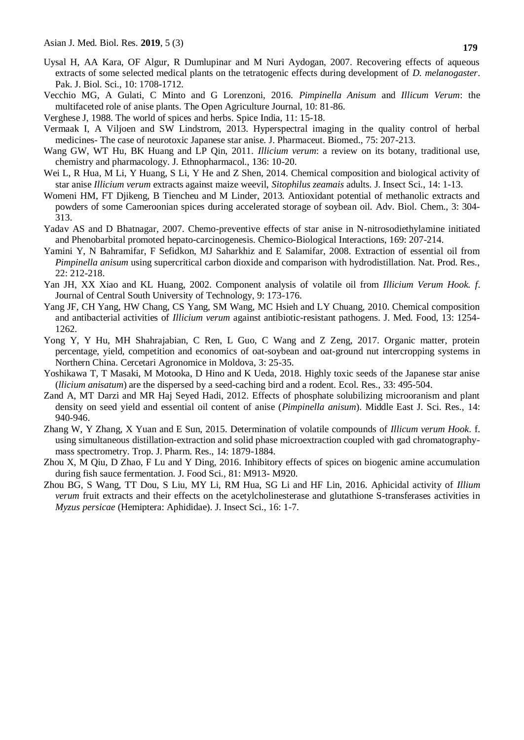Uysal H, AA Kara, OF Algur, R Dumlupinar and M Nuri Aydogan, 2007. Recovering effects of aqueous extracts of some selected medical plants on the tetratogenic effects during development of *D. melanogaster*. Pak. J. Biol. Sci., 10: 1708-1712.

Vecchio MG, A Gulati, C Minto and G Lorenzoni, 2016. *Pimpinella Anisum* and *Illicum Verum*: the multifaceted role of anise plants. The Open Agriculture Journal, 10: 81-86.

Verghese J, 1988. The world of spices and herbs. Spice India, 11: 15-18.

Vermaak I, A Viljoen and SW Lindstrom, 2013. Hyperspectral imaging in the quality control of herbal medicines- The case of neurotoxic Japanese star anise. J. Pharmaceut. Biomed., 75: 207-213.

Wang GW, WT Hu, BK Huang and LP Qin, 2011. *Illicium verum*: a review on its botany, traditional use, chemistry and pharmacology. J. Ethnopharmacol., 136: 10-20.

Wei L, R Hua, M Li, Y Huang, S Li, Y He and Z Shen, 2014. Chemical composition and biological activity of star anise *Illicium verum* extracts against maize weevil, *Sitophilus zeamais* adults. J. Insect Sci., 14: 1-13.

Womeni HM, FT Djikeng, B Tiencheu and M Linder, 2013. Antioxidant potential of methanolic extracts and powders of some Cameroonian spices during accelerated storage of soybean oil. Adv. Biol. Chem., 3: 304-313.

Yadav AS and D Bhatnagar, 2007. Chemo-preventive effects of star anise in N-nitrosodiethylamine initiated and Phenobarbital promoted hepato-carcinogenesis. Chemico-Biological Interactions, 169: 207-214.

Yamini Y, N Bahramifar, F Sefidkon, MJ Saharkhiz and E Salamifar, 2008. Extraction of essential oil from *Pimpinella anisum* using supercritical carbon dioxide and comparison with hydrodistillation. Nat. Prod. Res., 22: 212-218.

Yan JH, XX Xiao and KL Huang, 2002. Component analysis of volatile oil from *Illicium Verum Hook. f*. Journal of Central South University of Technology, 9: 173-176.

Yang JF, CH Yang, HW Chang, CS Yang, SM Wang, MC Hsieh and LY Chuang, 2010. Chemical composition and antibacterial activities of *Illicium verum* against antibiotic-resistant pathogens. J. Med. Food, 13: 1254-1262.

Yong Y, Y Hu, MH Shahrajabian, C Ren, L Guo, C Wang and Z Zeng, 2017. Organic matter, protein percentage, yield, competition and economics of oat-soybean and oat-ground nut intercropping systems in Northern China. Cercetari Agronomice in Moldova, 3: 25-35.

Yoshikawa T, T Masaki, M Motooka, D Hino and K Ueda, 2018. Highly toxic seeds of the Japanese star anise (*llicium anisatum*) are the dispersed by a seed-caching bird and a rodent. Ecol. Res., 33: 495-504.

Zand A, MT Darzi and MR Haj Seyed Hadi, 2012. Effects of phosphate solubilizing microoranism and plant density on seed yield and essential oil content of anise (*Pimpinella anisum*). Middle East J. Sci. Res., 14: 940-946.

Zhang W, Y Zhang, X Yuan and E Sun, 2015. Determination of volatile compounds of *Illicum verum Hook*. f. using simultaneous distillation-extraction and solid phase microextraction coupled with gad chromatography-mass spectrometry. Trop. J. Pharm. Res., 14: 1879-1884.

Zhou X, M Qiu, D Zhao, F Lu and Y Ding, 2016. Inhibitory effects of spices on biogenic amine accumulation during fish sauce fermentation. J. Food Sci., 81: M913- M920.

Zhou BG, S Wang, TT Dou, S Liu, MY Li, RM Hua, SG Li and HF Lin, 2016. Aphicidal activity of *Illium verum* fruit extracts and their effects on the acetylcholinesterase and glutathione S-transferases activities in *Myzus persicae* (Hemiptera: Aphididae). J. Insect Sci., 16: 1-7.